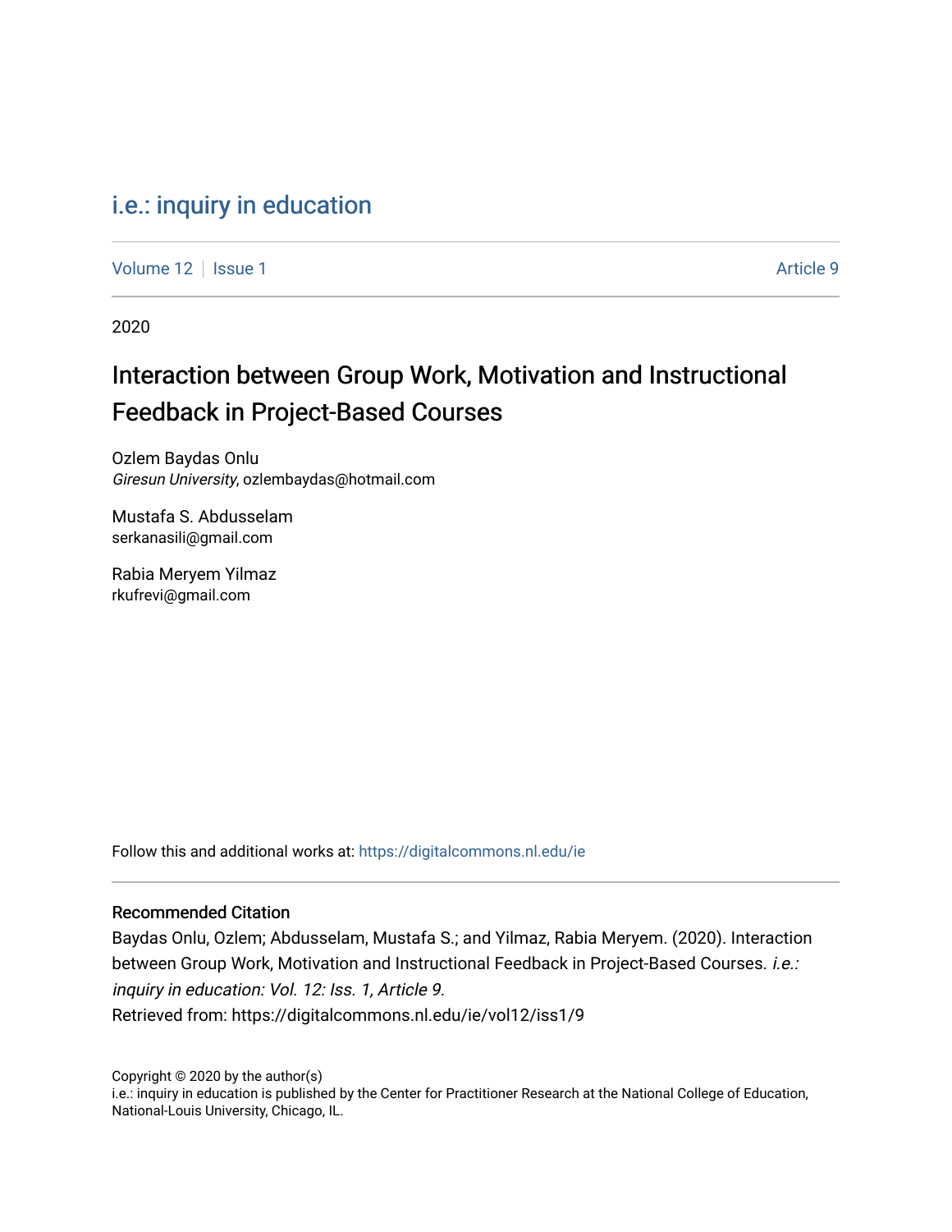i.e.: inquiry in education

Volume 12 | Issue 1 Article 9

2020

# Interaction between Group Work, Motivation and Instructional Feedback in Project-Based Courses

Ozlem Baydas Onlu
*Giresun University*, ozlembaydas@hotmail.com

Mustafa S. Abdusselam
serkanasili@gmail.com

Rabia Meryem Yilmaz
rkufrevi@gmail.com

Follow this and additional works at: https://digitalcommons.nl.edu/ie

## Recommended Citation

Baydas Onlu, Ozlem; Abdusselam, Mustafa S.; and Yilmaz, Rabia Meryem. (2020). Interaction between Group Work, Motivation and Instructional Feedback in Project-Based Courses. *i.e.: inquiry in education: Vol. 12: Iss. 1, Article 9.*
Retrieved from: https://digitalcommons.nl.edu/ie/vol12/iss1/9

Copyright © 2020 by the author(s)
i.e.: inquiry in education is published by the Center for Practitioner Research at the National College of Education, National-Louis University, Chicago, IL.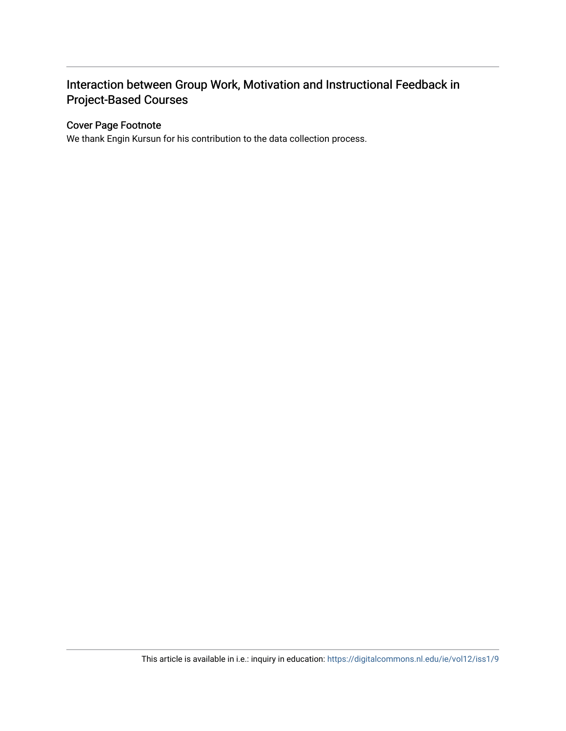# Interaction between Group Work, Motivation and Instructional Feedback in Project-Based Courses

## Cover Page Footnote

We thank Engin Kursun for his contribution to the data collection process.

This article is available in i.e.: inquiry in education: https://digitalcommons.nl.edu/ie/vol12/iss1/9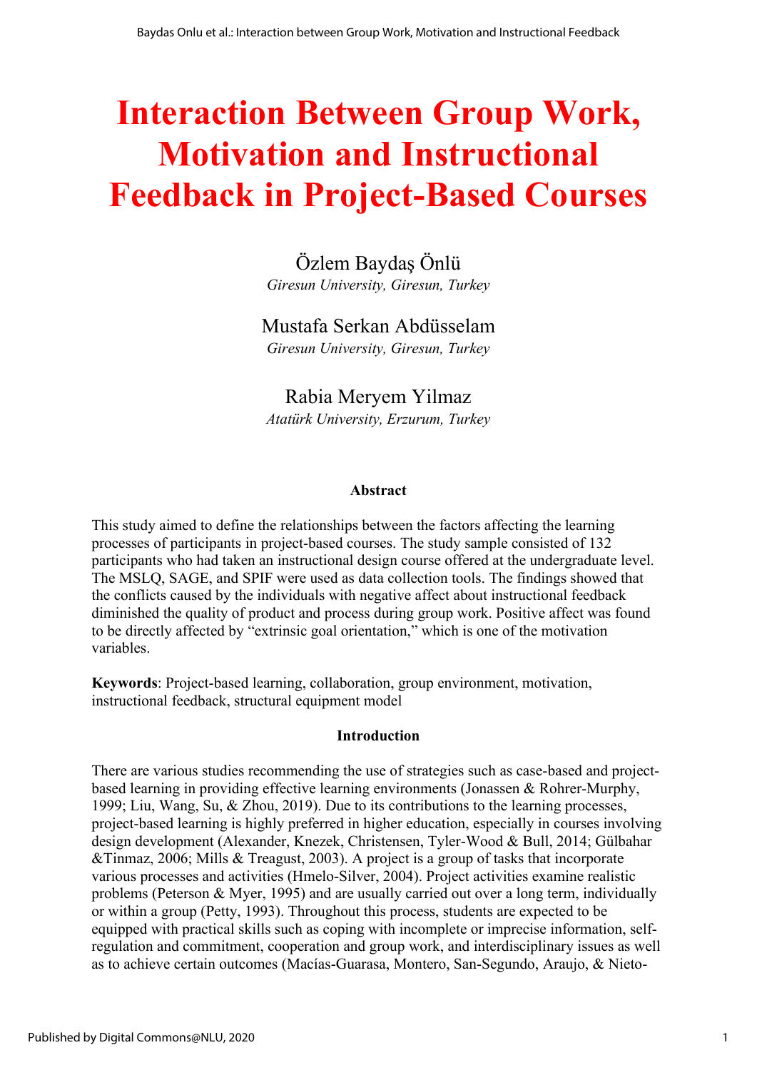# Interaction Between Group Work, Motivation and Instructional Feedback in Project-Based Courses

Özlem Baydaş Önlü
*Giresun University, Giresun, Turkey*

Mustafa Serkan Abdüsselam
*Giresun University, Giresun, Turkey*

Rabia Meryem Yilmaz
*Atatürk University, Erzurum, Turkey*

### Abstract

This study aimed to define the relationships between the factors affecting the learning processes of participants in project-based courses. The study sample consisted of 132 participants who had taken an instructional design course offered at the undergraduate level. The MSLQ, SAGE, and SPIF were used as data collection tools. The findings showed that the conflicts caused by the individuals with negative affect about instructional feedback diminished the quality of product and process during group work. Positive affect was found to be directly affected by "extrinsic goal orientation," which is one of the motivation variables.

**Keywords**: Project-based learning, collaboration, group environment, motivation, instructional feedback, structural equipment model

### Introduction

There are various studies recommending the use of strategies such as case-based and project-based learning in providing effective learning environments (Jonassen & Rohrer-Murphy, 1999; Liu, Wang, Su, & Zhou, 2019). Due to its contributions to the learning processes, project-based learning is highly preferred in higher education, especially in courses involving design development (Alexander, Knezek, Christensen, Tyler-Wood & Bull, 2014; Gülbahar &Tinmaz, 2006; Mills & Treagust, 2003). A project is a group of tasks that incorporate various processes and activities (Hmelo-Silver, 2004). Project activities examine realistic problems (Peterson & Myer, 1995) and are usually carried out over a long term, individually or within a group (Petty, 1993). Throughout this process, students are expected to be equipped with practical skills such as coping with incomplete or imprecise information, self-regulation and commitment, cooperation and group work, and interdisciplinary issues as well as to achieve certain outcomes (Macías-Guarasa, Montero, San-Segundo, Araujo, & Nieto-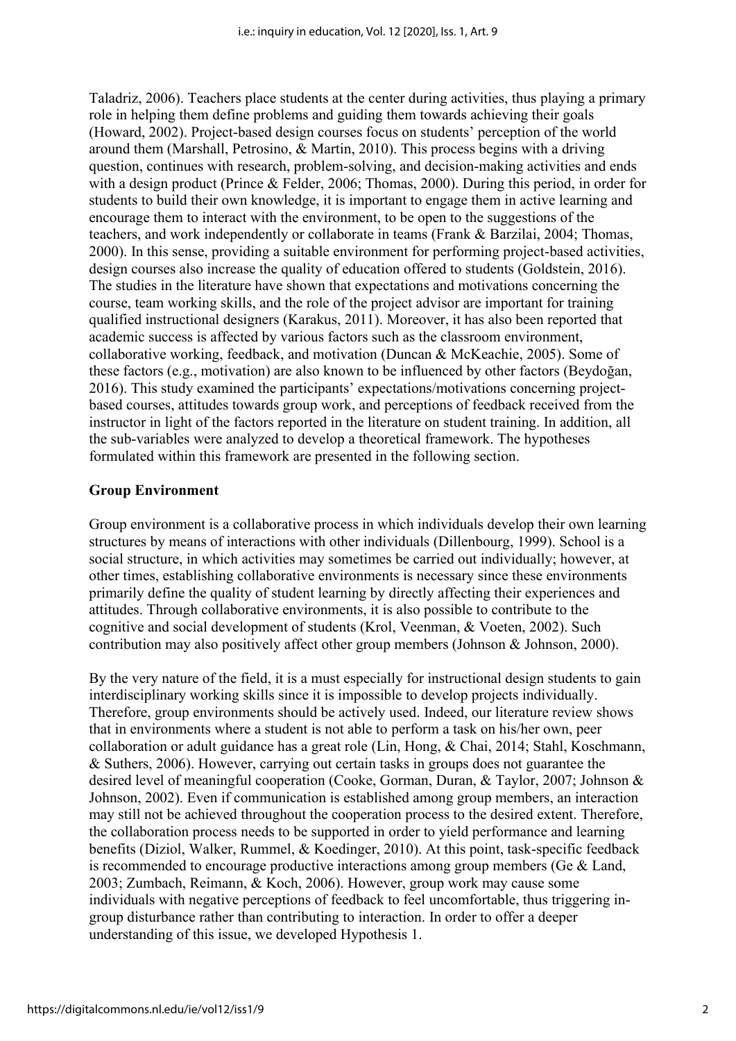Taladriz, 2006). Teachers place students at the center during activities, thus playing a primary role in helping them define problems and guiding them towards achieving their goals (Howard, 2002). Project-based design courses focus on students' perception of the world around them (Marshall, Petrosino, & Martin, 2010). This process begins with a driving question, continues with research, problem-solving, and decision-making activities and ends with a design product (Prince & Felder, 2006; Thomas, 2000). During this period, in order for students to build their own knowledge, it is important to engage them in active learning and encourage them to interact with the environment, to be open to the suggestions of the teachers, and work independently or collaborate in teams (Frank & Barzilai, 2004; Thomas, 2000). In this sense, providing a suitable environment for performing project-based activities, design courses also increase the quality of education offered to students (Goldstein, 2016). The studies in the literature have shown that expectations and motivations concerning the course, team working skills, and the role of the project advisor are important for training qualified instructional designers (Karakus, 2011). Moreover, it has also been reported that academic success is affected by various factors such as the classroom environment, collaborative working, feedback, and motivation (Duncan & McKeachie, 2005). Some of these factors (e.g., motivation) are also known to be influenced by other factors (Beydoğan, 2016). This study examined the participants' expectations/motivations concerning project-based courses, attitudes towards group work, and perceptions of feedback received from the instructor in light of the factors reported in the literature on student training. In addition, all the sub-variables were analyzed to develop a theoretical framework. The hypotheses formulated within this framework are presented in the following section.

## Group Environment

Group environment is a collaborative process in which individuals develop their own learning structures by means of interactions with other individuals (Dillenbourg, 1999). School is a social structure, in which activities may sometimes be carried out individually; however, at other times, establishing collaborative environments is necessary since these environments primarily define the quality of student learning by directly affecting their experiences and attitudes. Through collaborative environments, it is also possible to contribute to the cognitive and social development of students (Krol, Veenman, & Voeten, 2002). Such contribution may also positively affect other group members (Johnson & Johnson, 2000).

By the very nature of the field, it is a must especially for instructional design students to gain interdisciplinary working skills since it is impossible to develop projects individually. Therefore, group environments should be actively used. Indeed, our literature review shows that in environments where a student is not able to perform a task on his/her own, peer collaboration or adult guidance has a great role (Lin, Hong, & Chai, 2014; Stahl, Koschmann, & Suthers, 2006). However, carrying out certain tasks in groups does not guarantee the desired level of meaningful cooperation (Cooke, Gorman, Duran, & Taylor, 2007; Johnson & Johnson, 2002). Even if communication is established among group members, an interaction may still not be achieved throughout the cooperation process to the desired extent. Therefore, the collaboration process needs to be supported in order to yield performance and learning benefits (Diziol, Walker, Rummel, & Koedinger, 2010). At this point, task-specific feedback is recommended to encourage productive interactions among group members (Ge & Land, 2003; Zumbach, Reimann, & Koch, 2006). However, group work may cause some individuals with negative perceptions of feedback to feel uncomfortable, thus triggering in-group disturbance rather than contributing to interaction. In order to offer a deeper understanding of this issue, we developed Hypothesis 1.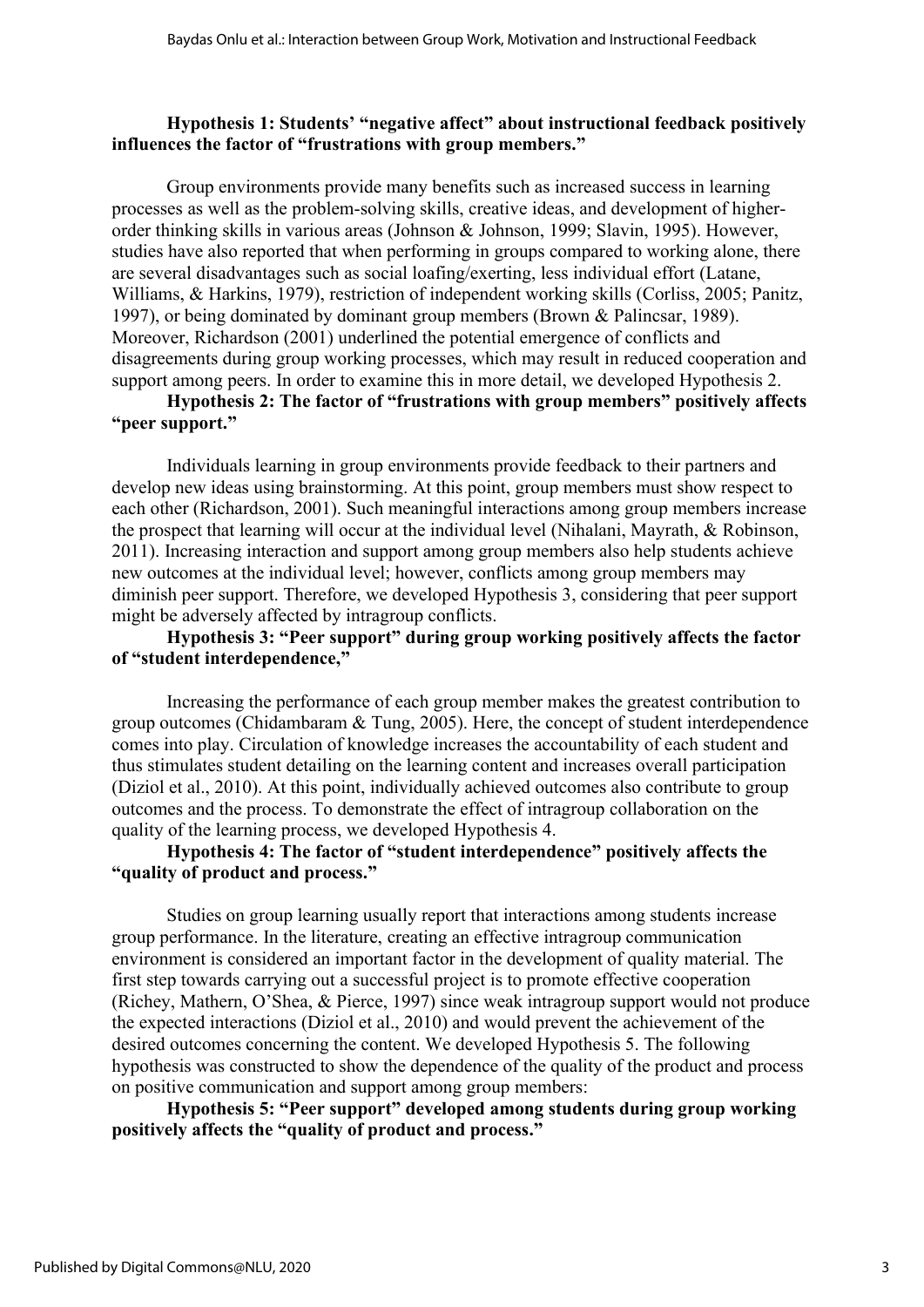**Hypothesis 1: Students' "negative affect" about instructional feedback positively influences the factor of "frustrations with group members."**

Group environments provide many benefits such as increased success in learning processes as well as the problem-solving skills, creative ideas, and development of higher-order thinking skills in various areas (Johnson & Johnson, 1999; Slavin, 1995). However, studies have also reported that when performing in groups compared to working alone, there are several disadvantages such as social loafing/exerting, less individual effort (Latane, Williams, & Harkins, 1979), restriction of independent working skills (Corliss, 2005; Panitz, 1997), or being dominated by dominant group members (Brown & Palincsar, 1989). Moreover, Richardson (2001) underlined the potential emergence of conflicts and disagreements during group working processes, which may result in reduced cooperation and support among peers. In order to examine this in more detail, we developed Hypothesis 2.

**Hypothesis 2: The factor of "frustrations with group members" positively affects "peer support."**

Individuals learning in group environments provide feedback to their partners and develop new ideas using brainstorming. At this point, group members must show respect to each other (Richardson, 2001). Such meaningful interactions among group members increase the prospect that learning will occur at the individual level (Nihalani, Mayrath, & Robinson, 2011). Increasing interaction and support among group members also help students achieve new outcomes at the individual level; however, conflicts among group members may diminish peer support. Therefore, we developed Hypothesis 3, considering that peer support might be adversely affected by intragroup conflicts.

**Hypothesis 3: "Peer support" during group working positively affects the factor of "student interdependence,"**

Increasing the performance of each group member makes the greatest contribution to group outcomes (Chidambaram & Tung, 2005). Here, the concept of student interdependence comes into play. Circulation of knowledge increases the accountability of each student and thus stimulates student detailing on the learning content and increases overall participation (Diziol et al., 2010). At this point, individually achieved outcomes also contribute to group outcomes and the process. To demonstrate the effect of intragroup collaboration on the quality of the learning process, we developed Hypothesis 4.

**Hypothesis 4: The factor of "student interdependence" positively affects the "quality of product and process."**

Studies on group learning usually report that interactions among students increase group performance. In the literature, creating an effective intragroup communication environment is considered an important factor in the development of quality material. The first step towards carrying out a successful project is to promote effective cooperation (Richey, Mathern, O'Shea, & Pierce, 1997) since weak intragroup support would not produce the expected interactions (Diziol et al., 2010) and would prevent the achievement of the desired outcomes concerning the content. We developed Hypothesis 5. The following hypothesis was constructed to show the dependence of the quality of the product and process on positive communication and support among group members:

**Hypothesis 5: "Peer support" developed among students during group working positively affects the "quality of product and process."**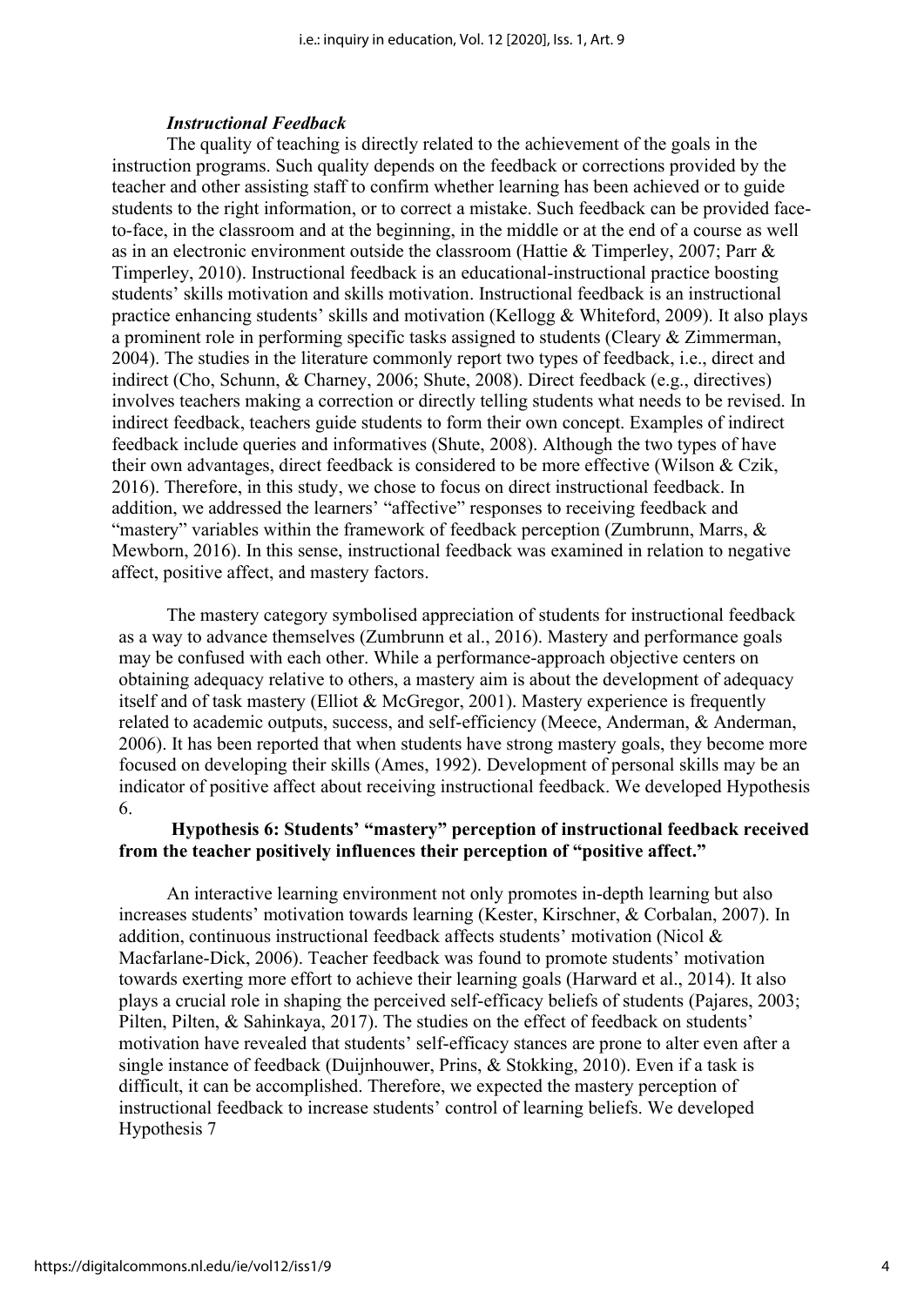### *Instructional Feedback*

The quality of teaching is directly related to the achievement of the goals in the instruction programs. Such quality depends on the feedback or corrections provided by the teacher and other assisting staff to confirm whether learning has been achieved or to guide students to the right information, or to correct a mistake. Such feedback can be provided face-to-face, in the classroom and at the beginning, in the middle or at the end of a course as well as in an electronic environment outside the classroom (Hattie & Timperley, 2007; Parr & Timperley, 2010). Instructional feedback is an educational-instructional practice boosting students' skills motivation and skills motivation. Instructional feedback is an instructional practice enhancing students' skills and motivation (Kellogg & Whiteford, 2009). It also plays a prominent role in performing specific tasks assigned to students (Cleary & Zimmerman, 2004). The studies in the literature commonly report two types of feedback, i.e., direct and indirect (Cho, Schunn, & Charney, 2006; Shute, 2008). Direct feedback (e.g., directives) involves teachers making a correction or directly telling students what needs to be revised. In indirect feedback, teachers guide students to form their own concept. Examples of indirect feedback include queries and informatives (Shute, 2008). Although the two types of have their own advantages, direct feedback is considered to be more effective (Wilson & Czik, 2016). Therefore, in this study, we chose to focus on direct instructional feedback. In addition, we addressed the learners' "affective" responses to receiving feedback and "mastery" variables within the framework of feedback perception (Zumbrunn, Marrs, & Mewborn, 2016). In this sense, instructional feedback was examined in relation to negative affect, positive affect, and mastery factors.

The mastery category symbolised appreciation of students for instructional feedback as a way to advance themselves (Zumbrunn et al., 2016). Mastery and performance goals may be confused with each other. While a performance-approach objective centers on obtaining adequacy relative to others, a mastery aim is about the development of adequacy itself and of task mastery (Elliot & McGregor, 2001). Mastery experience is frequently related to academic outputs, success, and self-efficiency (Meece, Anderman, & Anderman, 2006). It has been reported that when students have strong mastery goals, they become more focused on developing their skills (Ames, 1992). Development of personal skills may be an indicator of positive affect about receiving instructional feedback. We developed Hypothesis 6.

**Hypothesis 6: Students' "mastery" perception of instructional feedback received from the teacher positively influences their perception of "positive affect."**

An interactive learning environment not only promotes in-depth learning but also increases students' motivation towards learning (Kester, Kirschner, & Corbalan, 2007). In addition, continuous instructional feedback affects students' motivation (Nicol & Macfarlane-Dick, 2006). Teacher feedback was found to promote students' motivation towards exerting more effort to achieve their learning goals (Harward et al., 2014). It also plays a crucial role in shaping the perceived self-efficacy beliefs of students (Pajares, 2003; Pilten, Pilten, & Sahinkaya, 2017). The studies on the effect of feedback on students' motivation have revealed that students' self-efficacy stances are prone to alter even after a single instance of feedback (Duijnhouwer, Prins, & Stokking, 2010). Even if a task is difficult, it can be accomplished. Therefore, we expected the mastery perception of instructional feedback to increase students' control of learning beliefs. We developed Hypothesis 7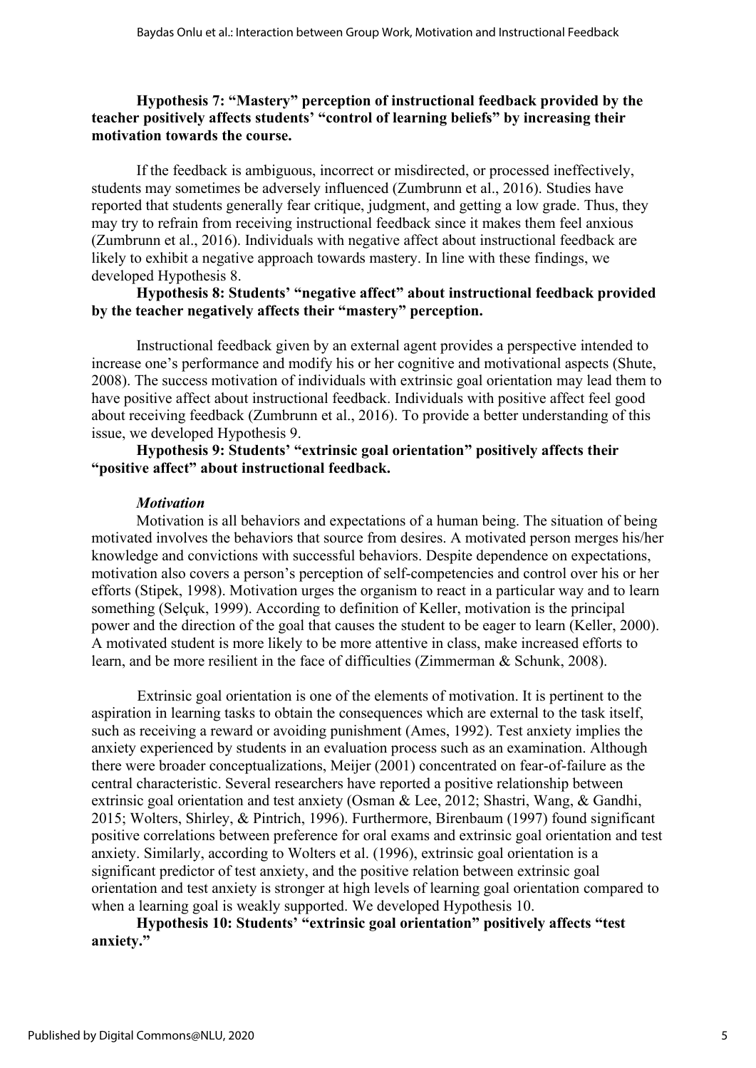**Hypothesis 7: "Mastery" perception of instructional feedback provided by the teacher positively affects students' "control of learning beliefs" by increasing their motivation towards the course.**

If the feedback is ambiguous, incorrect or misdirected, or processed ineffectively, students may sometimes be adversely influenced (Zumbrunn et al., 2016). Studies have reported that students generally fear critique, judgment, and getting a low grade. Thus, they may try to refrain from receiving instructional feedback since it makes them feel anxious (Zumbrunn et al., 2016). Individuals with negative affect about instructional feedback are likely to exhibit a negative approach towards mastery. In line with these findings, we developed Hypothesis 8.

**Hypothesis 8: Students' "negative affect" about instructional feedback provided by the teacher negatively affects their "mastery" perception.**

Instructional feedback given by an external agent provides a perspective intended to increase one's performance and modify his or her cognitive and motivational aspects (Shute, 2008). The success motivation of individuals with extrinsic goal orientation may lead them to have positive affect about instructional feedback. Individuals with positive affect feel good about receiving feedback (Zumbrunn et al., 2016). To provide a better understanding of this issue, we developed Hypothesis 9.

**Hypothesis 9: Students' "extrinsic goal orientation" positively affects their "positive affect" about instructional feedback.**

### *Motivation*

Motivation is all behaviors and expectations of a human being. The situation of being motivated involves the behaviors that source from desires. A motivated person merges his/her knowledge and convictions with successful behaviors. Despite dependence on expectations, motivation also covers a person's perception of self-competencies and control over his or her efforts (Stipek, 1998). Motivation urges the organism to react in a particular way and to learn something (Selçuk, 1999). According to definition of Keller, motivation is the principal power and the direction of the goal that causes the student to be eager to learn (Keller, 2000). A motivated student is more likely to be more attentive in class, make increased efforts to learn, and be more resilient in the face of difficulties (Zimmerman & Schunk, 2008).

Extrinsic goal orientation is one of the elements of motivation. It is pertinent to the aspiration in learning tasks to obtain the consequences which are external to the task itself, such as receiving a reward or avoiding punishment (Ames, 1992). Test anxiety implies the anxiety experienced by students in an evaluation process such as an examination. Although there were broader conceptualizations, Meijer (2001) concentrated on fear-of-failure as the central characteristic. Several researchers have reported a positive relationship between extrinsic goal orientation and test anxiety (Osman & Lee, 2012; Shastri, Wang, & Gandhi, 2015; Wolters, Shirley, & Pintrich, 1996). Furthermore, Birenbaum (1997) found significant positive correlations between preference for oral exams and extrinsic goal orientation and test anxiety. Similarly, according to Wolters et al. (1996), extrinsic goal orientation is a significant predictor of test anxiety, and the positive relation between extrinsic goal orientation and test anxiety is stronger at high levels of learning goal orientation compared to when a learning goal is weakly supported. We developed Hypothesis 10.

**Hypothesis 10: Students' "extrinsic goal orientation" positively affects "test anxiety."**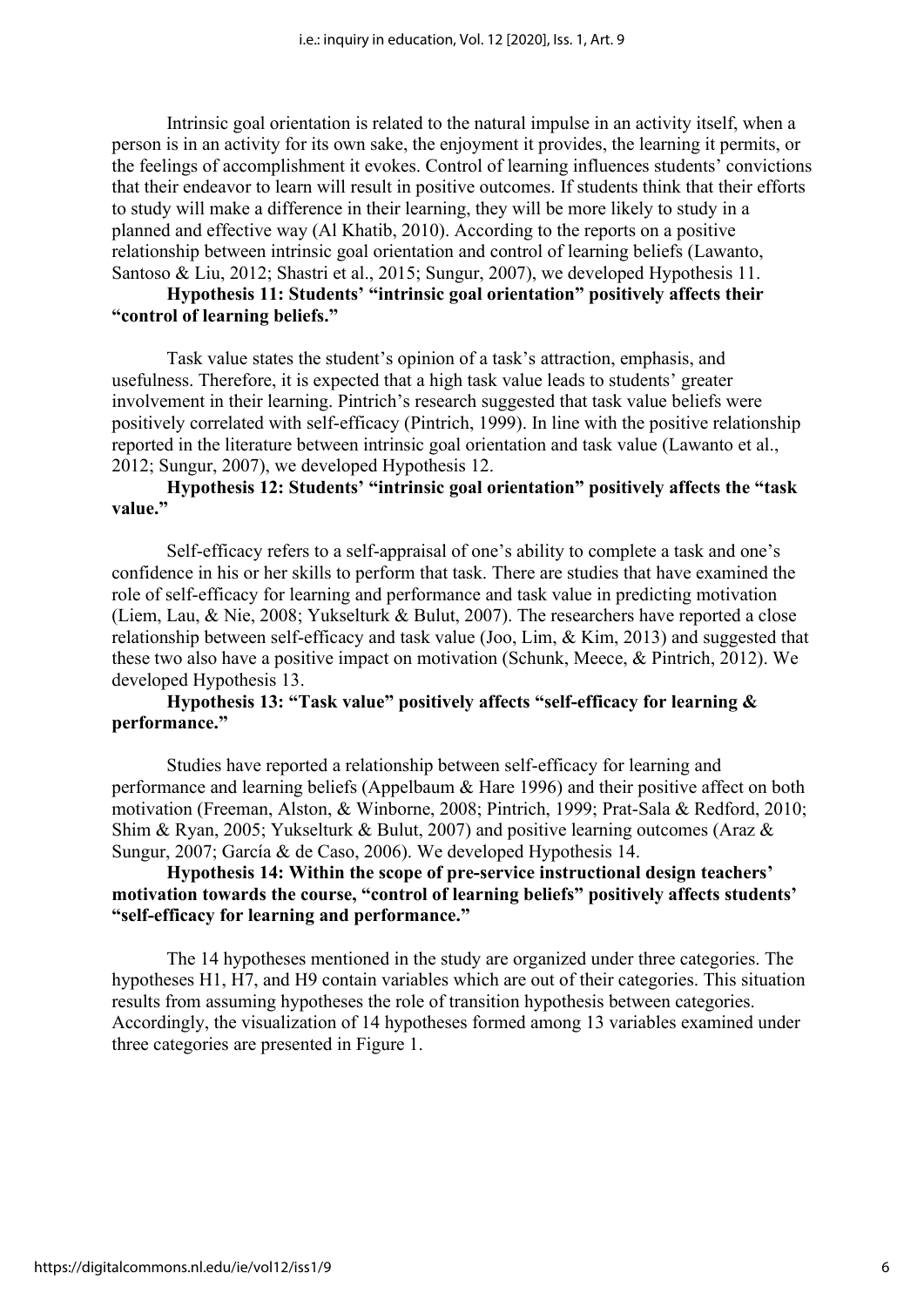Intrinsic goal orientation is related to the natural impulse in an activity itself, when a person is in an activity for its own sake, the enjoyment it provides, the learning it permits, or the feelings of accomplishment it evokes. Control of learning influences students' convictions that their endeavor to learn will result in positive outcomes. If students think that their efforts to study will make a difference in their learning, they will be more likely to study in a planned and effective way (Al Khatib, 2010). According to the reports on a positive relationship between intrinsic goal orientation and control of learning beliefs (Lawanto, Santoso & Liu, 2012; Shastri et al., 2015; Sungur, 2007), we developed Hypothesis 11.

**Hypothesis 11: Students' "intrinsic goal orientation" positively affects their "control of learning beliefs."**

Task value states the student's opinion of a task's attraction, emphasis, and usefulness. Therefore, it is expected that a high task value leads to students' greater involvement in their learning. Pintrich's research suggested that task value beliefs were positively correlated with self-efficacy (Pintrich, 1999). In line with the positive relationship reported in the literature between intrinsic goal orientation and task value (Lawanto et al., 2012; Sungur, 2007), we developed Hypothesis 12.

**Hypothesis 12: Students' "intrinsic goal orientation" positively affects the "task value."**

Self-efficacy refers to a self-appraisal of one's ability to complete a task and one's confidence in his or her skills to perform that task. There are studies that have examined the role of self-efficacy for learning and performance and task value in predicting motivation (Liem, Lau, & Nie, 2008; Yukselturk & Bulut, 2007). The researchers have reported a close relationship between self-efficacy and task value (Joo, Lim, & Kim, 2013) and suggested that these two also have a positive impact on motivation (Schunk, Meece, & Pintrich, 2012). We developed Hypothesis 13.

**Hypothesis 13: "Task value" positively affects "self-efficacy for learning & performance."**

Studies have reported a relationship between self-efficacy for learning and performance and learning beliefs (Appelbaum & Hare 1996) and their positive affect on both motivation (Freeman, Alston, & Winborne, 2008; Pintrich, 1999; Prat-Sala & Redford, 2010; Shim & Ryan, 2005; Yukselturk & Bulut, 2007) and positive learning outcomes (Araz & Sungur, 2007; García & de Caso, 2006). We developed Hypothesis 14.

**Hypothesis 14: Within the scope of pre-service instructional design teachers' motivation towards the course, "control of learning beliefs" positively affects students' "self-efficacy for learning and performance."**

The 14 hypotheses mentioned in the study are organized under three categories. The hypotheses H1, H7, and H9 contain variables which are out of their categories. This situation results from assuming hypotheses the role of transition hypothesis between categories. Accordingly, the visualization of 14 hypotheses formed among 13 variables examined under three categories are presented in Figure 1.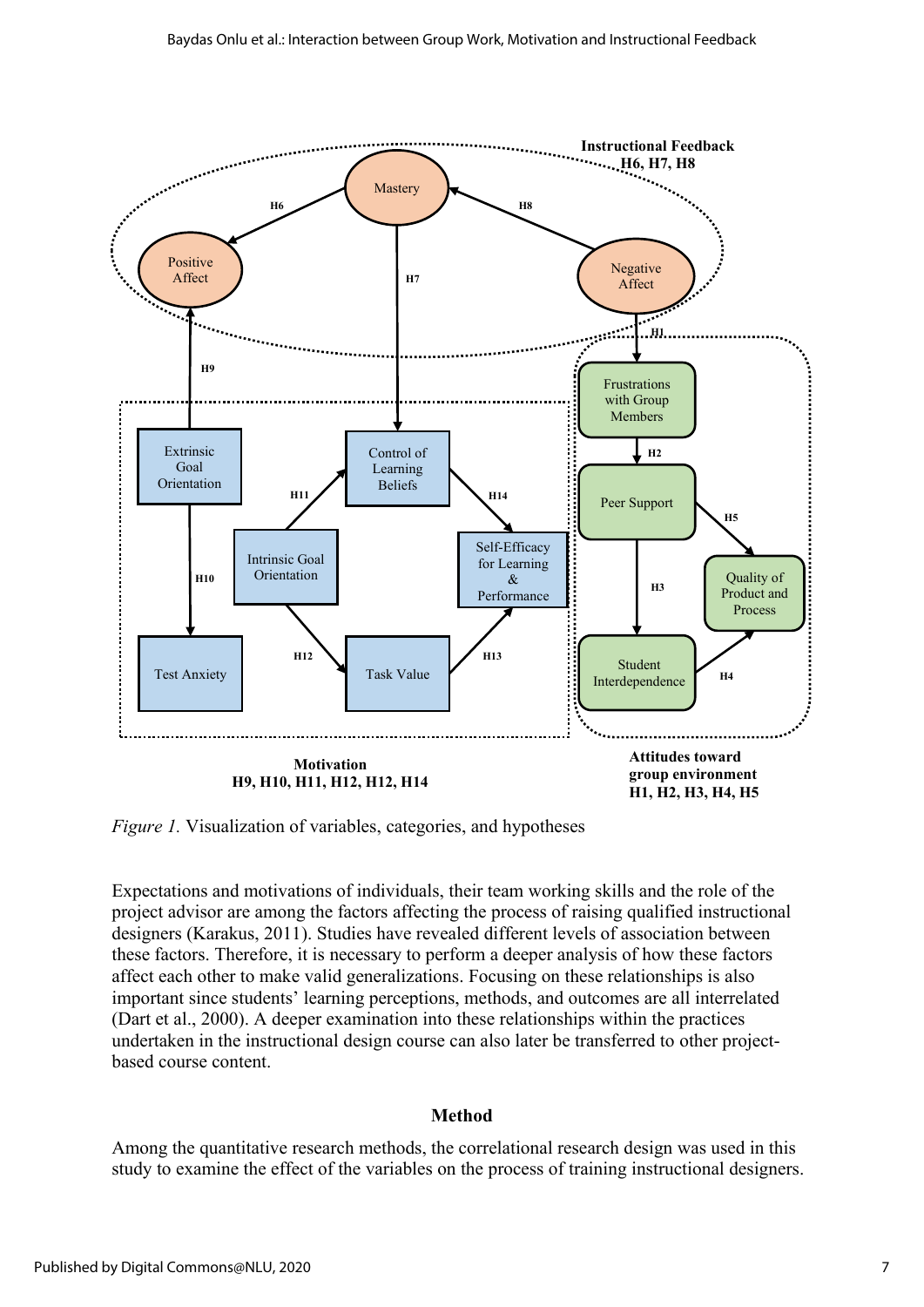*Figure 1.* Visualization of variables, categories, and hypotheses

Expectations and motivations of individuals, their team working skills and the role of the project advisor are among the factors affecting the process of raising qualified instructional designers (Karakus, 2011). Studies have revealed different levels of association between these factors. Therefore, it is necessary to perform a deeper analysis of how these factors affect each other to make valid generalizations. Focusing on these relationships is also important since students' learning perceptions, methods, and outcomes are all interrelated (Dart et al., 2000). A deeper examination into these relationships within the practices undertaken in the instructional design course can also later be transferred to other project-based course content.

## Method

Among the quantitative research methods, the correlational research design was used in this study to examine the effect of the variables on the process of training instructional designers.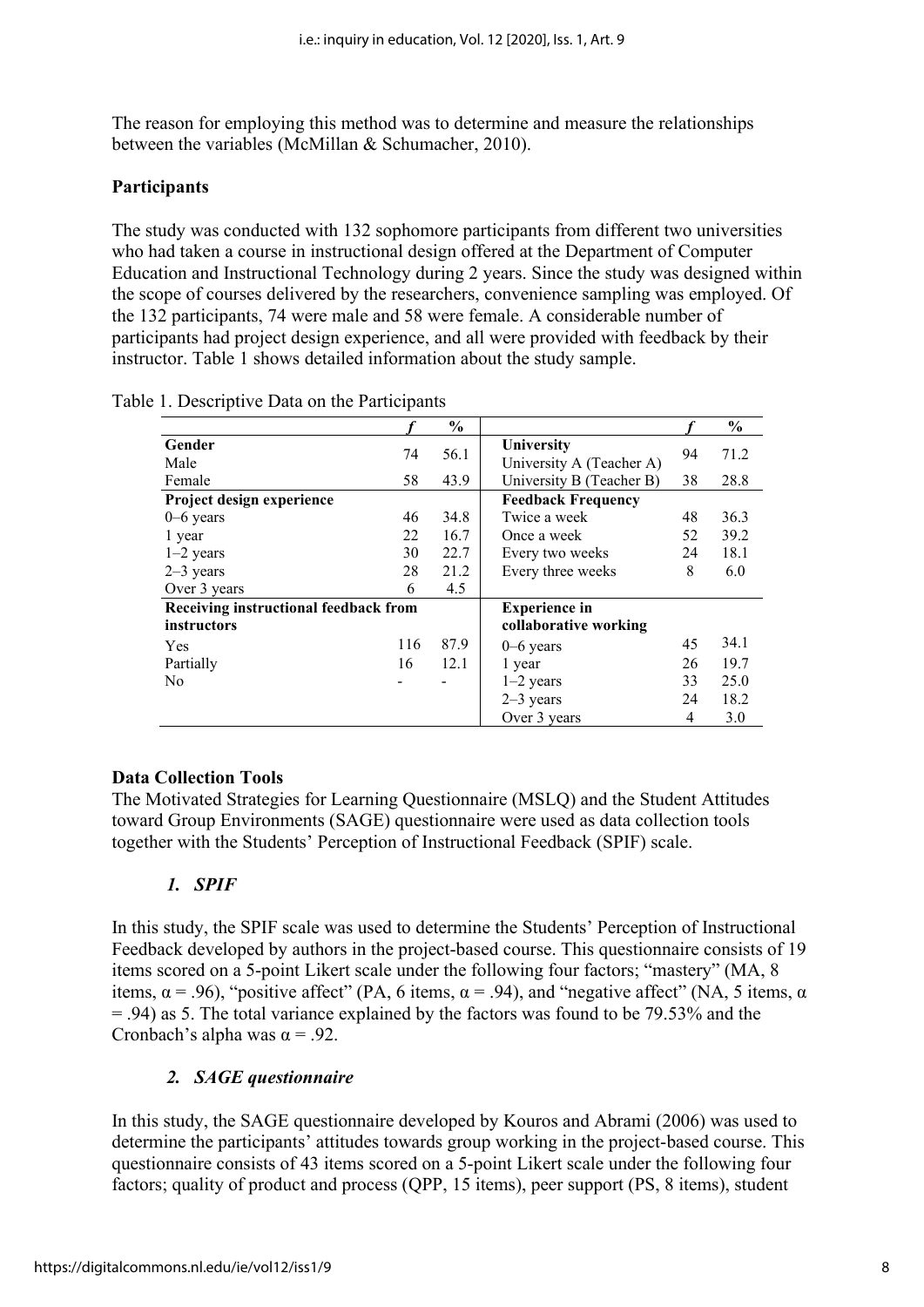The reason for employing this method was to determine and measure the relationships between the variables (McMillan & Schumacher, 2010).

### Participants

The study was conducted with 132 sophomore participants from different two universities who had taken a course in instructional design offered at the Department of Computer Education and Instructional Technology during 2 years. Since the study was designed within the scope of courses delivered by the researchers, convenience sampling was employed. Of the 132 participants, 74 were male and 58 were female. A considerable number of participants had project design experience, and all were provided with feedback by their instructor. Table 1 shows detailed information about the study sample.

Table 1. Descriptive Data on the Participants

| | *f* | % | | *f* | % |
|---|---|---|---|---|---|
| **Gender** | | | **University** | | |
| Male | 74 | 56.1 | University A (Teacher A) | 94 | 71.2 |
| Female | 58 | 43.9 | University B (Teacher B) | 38 | 28.8 |
| **Project design experience** | | | **Feedback Frequency** | | |
| 0–6 years | 46 | 34.8 | Twice a week | 48 | 36.3 |
| 1 year | 22 | 16.7 | Once a week | 52 | 39.2 |
| 1–2 years | 30 | 22.7 | Every two weeks | 24 | 18.1 |
| 2–3 years | 28 | 21.2 | Every three weeks | 8 | 6.0 |
| Over 3 years | 6 | 4.5 | | | |
| **Receiving instructional feedback from instructors** | | | **Experience in collaborative working** | | |
| Yes | 116 | 87.9 | 0–6 years | 45 | 34.1 |
| Partially | 16 | 12.1 | 1 year | 26 | 19.7 |
| No | - | - | 1–2 years | 33 | 25.0 |
| | | | 2–3 years | 24 | 18.2 |
| | | | Over 3 years | 4 | 3.0 |

### Data Collection Tools

The Motivated Strategies for Learning Questionnaire (MSLQ) and the Student Attitudes toward Group Environments (SAGE) questionnaire were used as data collection tools together with the Students' Perception of Instructional Feedback (SPIF) scale.

#### *1. SPIF*

In this study, the SPIF scale was used to determine the Students' Perception of Instructional Feedback developed by authors in the project-based course. This questionnaire consists of 19 items scored on a 5-point Likert scale under the following four factors; "mastery" (MA, 8 items, $\alpha = .96$), "positive affect" (PA, 6 items, $\alpha = .94$), and "negative affect" (NA, 5 items, $\alpha = .94$) as 5. The total variance explained by the factors was found to be 79.53% and the Cronbach's alpha was $\alpha = .92$.

#### *2. SAGE questionnaire*

In this study, the SAGE questionnaire developed by Kouros and Abrami (2006) was used to determine the participants' attitudes towards group working in the project-based course. This questionnaire consists of 43 items scored on a 5-point Likert scale under the following four factors; quality of product and process (QPP, 15 items), peer support (PS, 8 items), student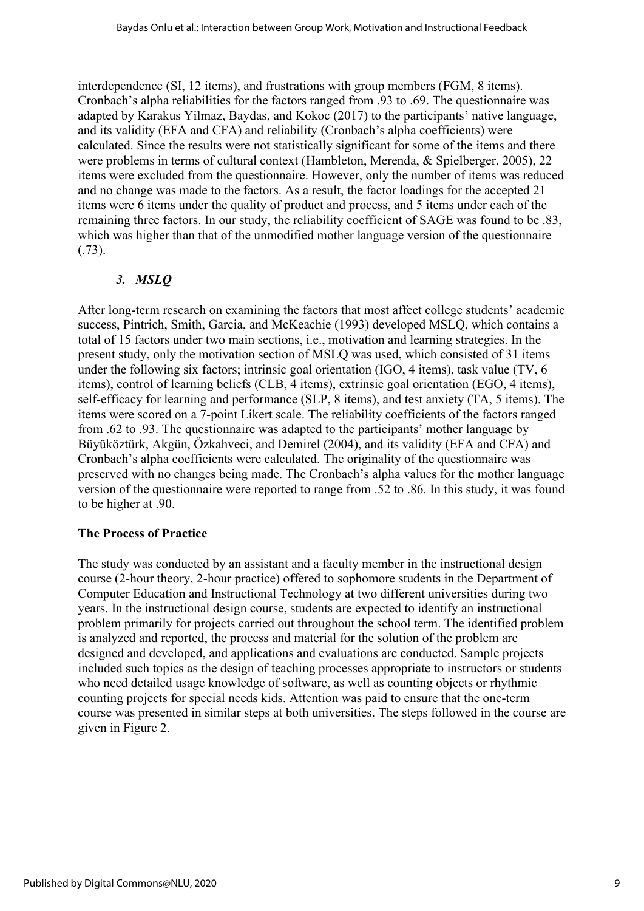interdependence (SI, 12 items), and frustrations with group members (FGM, 8 items). Cronbach's alpha reliabilities for the factors ranged from .93 to .69. The questionnaire was adapted by Karakus Yilmaz, Baydas, and Kokoc (2017) to the participants' native language, and its validity (EFA and CFA) and reliability (Cronbach's alpha coefficients) were calculated. Since the results were not statistically significant for some of the items and there were problems in terms of cultural context (Hambleton, Merenda, & Spielberger, 2005), 22 items were excluded from the questionnaire. However, only the number of items was reduced and no change was made to the factors. As a result, the factor loadings for the accepted 21 items were 6 items under the quality of product and process, and 5 items under each of the remaining three factors. In our study, the reliability coefficient of SAGE was found to be .83, which was higher than that of the unmodified mother language version of the questionnaire (.73).

### *3. MSLQ*

After long-term research on examining the factors that most affect college students' academic success, Pintrich, Smith, Garcia, and McKeachie (1993) developed MSLQ, which contains a total of 15 factors under two main sections, i.e., motivation and learning strategies. In the present study, only the motivation section of MSLQ was used, which consisted of 31 items under the following six factors; intrinsic goal orientation (IGO, 4 items), task value (TV, 6 items), control of learning beliefs (CLB, 4 items), extrinsic goal orientation (EGO, 4 items), self-efficacy for learning and performance (SLP, 8 items), and test anxiety (TA, 5 items). The items were scored on a 7-point Likert scale. The reliability coefficients of the factors ranged from .62 to .93. The questionnaire was adapted to the participants' mother language by Büyüköztürk, Akgün, Özkahveci, and Demirel (2004), and its validity (EFA and CFA) and Cronbach's alpha coefficients were calculated. The originality of the questionnaire was preserved with no changes being made. The Cronbach's alpha values for the mother language version of the questionnaire were reported to range from .52 to .86. In this study, it was found to be higher at .90.

**The Process of Practice**

The study was conducted by an assistant and a faculty member in the instructional design course (2-hour theory, 2-hour practice) offered to sophomore students in the Department of Computer Education and Instructional Technology at two different universities during two years. In the instructional design course, students are expected to identify an instructional problem primarily for projects carried out throughout the school term. The identified problem is analyzed and reported, the process and material for the solution of the problem are designed and developed, and applications and evaluations are conducted. Sample projects included such topics as the design of teaching processes appropriate to instructors or students who need detailed usage knowledge of software, as well as counting objects or rhythmic counting projects for special needs kids. Attention was paid to ensure that the one-term course was presented in similar steps at both universities. The steps followed in the course are given in Figure 2.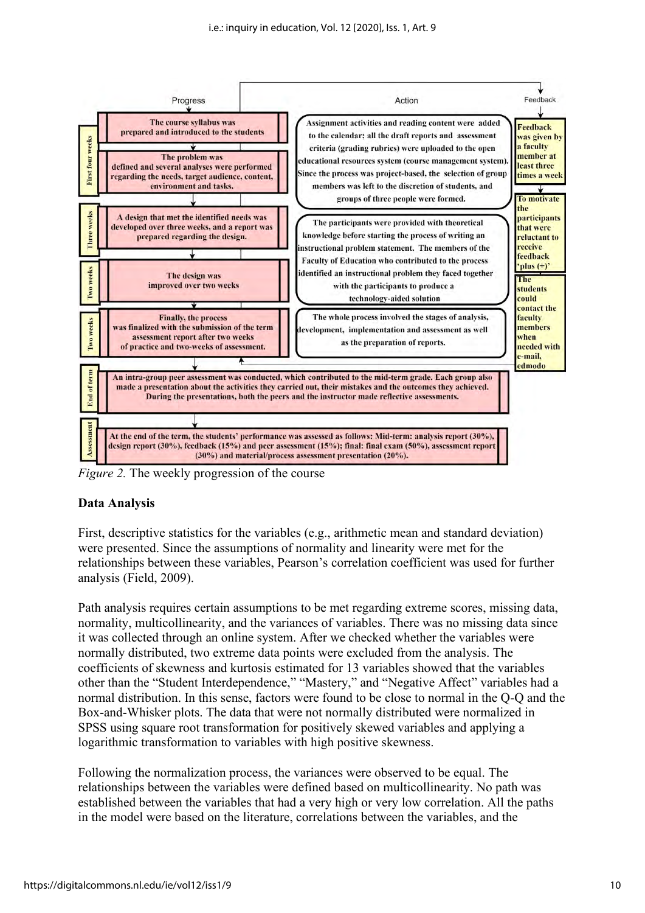Progress

The course syllabus was prepared and introduced to the students

First four weeks

The problem was defined and several analyses were performed regarding the needs, target audience, content, environment and tasks.

Three weeks

A design that met the identified needs was developed over three weeks, and a report was prepared regarding the design.

Two weeks

The design was improved over two weeks

Two weeks

Finally, the process was finalized with the submission of the term assessment report after two weeks of practice and two-weeks of assessment.

Action

Assignment activities and reading content were added to the calendar; all the draft reports and assessment criteria (grading rubrics) were uploaded to the open educational resources system (course management system). Since the process was project-based, the selection of group members was left to the discretion of students, and groups of three people were formed.

The participants were provided with theoretical knowledge before starting the process of writing an instructional problem statement. The members of the Faculty of Education who contributed to the process identified an instructional problem they faced together with the participants to produce a technology-aided solution

The whole process involved the stages of analysis, development, implementation and assessment as well as the preparation of reports.

Feedback

Feedback was given by a faculty member at least three times a week

To motivate the participants that were reluctant to receive feedback 'plus (+)'

The students could contact the faculty members when needed with e-mail, edmodo

End of term

An intra-group peer assessment was conducted, which contributed to the mid-term grade. Each group also made a presentation about the activities they carried out, their mistakes and the outcomes they achieved. During the presentations, both the peers and the instructor made reflective assessments.

Assessment

At the end of the term, the students' performance was assessed as follows: Mid-term: analysis report (30%), design report (30%), feedback (15%) and peer assessment (15%); final: final exam (50%), assessment report (30%) and material/process assessment presentation (20%).

*Figure 2.* The weekly progression of the course

**Data Analysis**

First, descriptive statistics for the variables (e.g., arithmetic mean and standard deviation) were presented. Since the assumptions of normality and linearity were met for the relationships between these variables, Pearson's correlation coefficient was used for further analysis (Field, 2009).

Path analysis requires certain assumptions to be met regarding extreme scores, missing data, normality, multicollinearity, and the variances of variables. There was no missing data since it was collected through an online system. After we checked whether the variables were normally distributed, two extreme data points were excluded from the analysis. The coefficients of skewness and kurtosis estimated for 13 variables showed that the variables other than the "Student Interdependence," "Mastery," and "Negative Affect" variables had a normal distribution. In this sense, factors were found to be close to normal in the Q-Q and the Box-and-Whisker plots. The data that were not normally distributed were normalized in SPSS using square root transformation for positively skewed variables and applying a logarithmic transformation to variables with high positive skewness.

Following the normalization process, the variances were observed to be equal. The relationships between the variables were defined based on multicollinearity. No path was established between the variables that had a very high or very low correlation. All the paths in the model were based on the literature, correlations between the variables, and the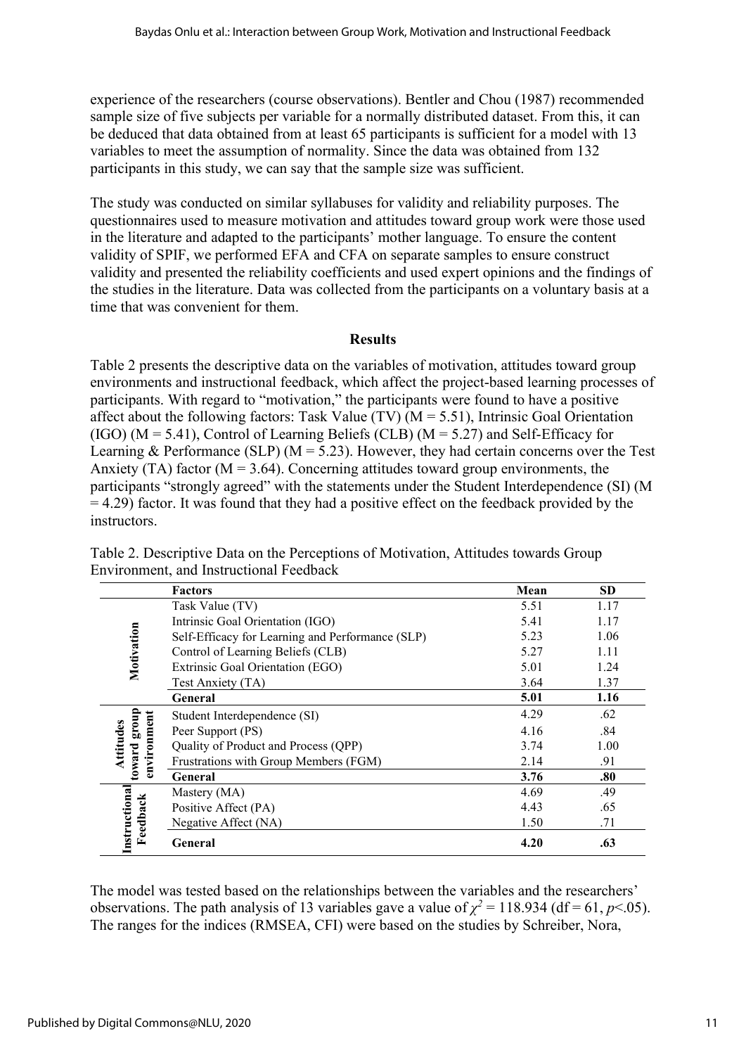experience of the researchers (course observations). Bentler and Chou (1987) recommended sample size of five subjects per variable for a normally distributed dataset. From this, it can be deduced that data obtained from at least 65 participants is sufficient for a model with 13 variables to meet the assumption of normality. Since the data was obtained from 132 participants in this study, we can say that the sample size was sufficient.

The study was conducted on similar syllabuses for validity and reliability purposes. The questionnaires used to measure motivation and attitudes toward group work were those used in the literature and adapted to the participants' mother language. To ensure the content validity of SPIF, we performed EFA and CFA on separate samples to ensure construct validity and presented the reliability coefficients and used expert opinions and the findings of the studies in the literature. Data was collected from the participants on a voluntary basis at a time that was convenient for them.

## Results

Table 2 presents the descriptive data on the variables of motivation, attitudes toward group environments and instructional feedback, which affect the project-based learning processes of participants. With regard to "motivation," the participants were found to have a positive affect about the following factors: Task Value (TV) (M = 5.51), Intrinsic Goal Orientation (IGO) (M = 5.41), Control of Learning Beliefs (CLB) (M = 5.27) and Self-Efficacy for Learning & Performance (SLP) (M = 5.23). However, they had certain concerns over the Test Anxiety (TA) factor (M = 3.64). Concerning attitudes toward group environments, the participants "strongly agreed" with the statements under the Student Interdependence (SI) (M = 4.29) factor. It was found that they had a positive effect on the feedback provided by the instructors.

Table 2. Descriptive Data on the Perceptions of Motivation, Attitudes towards Group Environment, and Instructional Feedback

| | Factors | Mean | SD |
|---|---|---|---|
| Motivation | Task Value (TV) | 5.51 | 1.17 |
| | Intrinsic Goal Orientation (IGO) | 5.41 | 1.17 |
| | Self-Efficacy for Learning and Performance (SLP) | 5.23 | 1.06 |
| | Control of Learning Beliefs (CLB) | 5.27 | 1.11 |
| | Extrinsic Goal Orientation (EGO) | 5.01 | 1.24 |
| | Test Anxiety (TA) | 3.64 | 1.37 |
| | **General** | **5.01** | **1.16** |
| Attitudes toward group environment | Student Interdependence (SI) | 4.29 | .62 |
| | Peer Support (PS) | 4.16 | .84 |
| | Quality of Product and Process (QPP) | 3.74 | 1.00 |
| | Frustrations with Group Members (FGM) | 2.14 | .91 |
| | **General** | **3.76** | **.80** |
| Instructional Feedback | Mastery (MA) | 4.69 | .49 |
| | Positive Affect (PA) | 4.43 | .65 |
| | Negative Affect (NA) | 1.50 | .71 |
| | **General** | **4.20** | **.63** |

The model was tested based on the relationships between the variables and the researchers' observations. The path analysis of 13 variables gave a value of $\chi^2 = 118.934$ (df = 61, $p<.05$). The ranges for the indices (RMSEA, CFI) were based on the studies by Schreiber, Nora,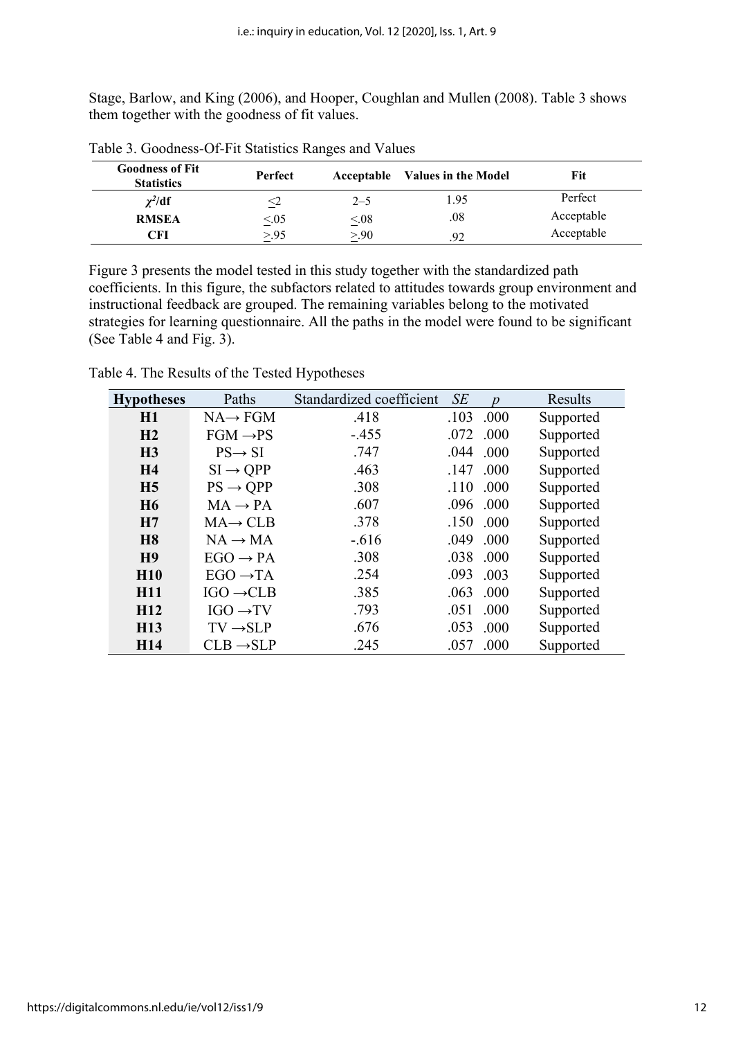Stage, Barlow, and King (2006), and Hooper, Coughlan and Mullen (2008). Table 3 shows them together with the goodness of fit values.

Table 3. Goodness-Of-Fit Statistics Ranges and Values

| Goodness of Fit Statistics | Perfect | Acceptable | Values in the Model | Fit |
|---|---|---|---|---|
| $\chi^2$/df | $\leq 2$ | 2–5 | 1.95 | Perfect |
| RMSEA | $\leq .05$ | $\leq .08$ | .08 | Acceptable |
| CFI | $\geq .95$ | $\geq .90$ | .92 | Acceptable |

Figure 3 presents the model tested in this study together with the standardized path coefficients. In this figure, the subfactors related to attitudes towards group environment and instructional feedback are grouped. The remaining variables belong to the motivated strategies for learning questionnaire. All the paths in the model were found to be significant (See Table 4 and Fig. 3).

Table 4. The Results of the Tested Hypotheses

| Hypotheses | Paths | Standardized coefficient | *SE* | *p* | Results |
|---|---|---|---|---|---|
| **H1** | NA→ FGM | .418 | .103 | .000 | Supported |
| **H2** | FGM →PS | -.455 | .072 | .000 | Supported |
| **H3** | PS→ SI | .747 | .044 | .000 | Supported |
| **H4** | SI → QPP | .463 | .147 | .000 | Supported |
| **H5** | PS → QPP | .308 | .110 | .000 | Supported |
| **H6** | MA → PA | .607 | .096 | .000 | Supported |
| **H7** | MA→ CLB | .378 | .150 | .000 | Supported |
| **H8** | NA → MA | -.616 | .049 | .000 | Supported |
| **H9** | EGO → PA | .308 | .038 | .000 | Supported |
| **H10** | EGO →TA | .254 | .093 | .003 | Supported |
| **H11** | IGO →CLB | .385 | .063 | .000 | Supported |
| **H12** | IGO →TV | .793 | .051 | .000 | Supported |
| **H13** | TV →SLP | .676 | .053 | .000 | Supported |
| **H14** | CLB →SLP | .245 | .057 | .000 | Supported |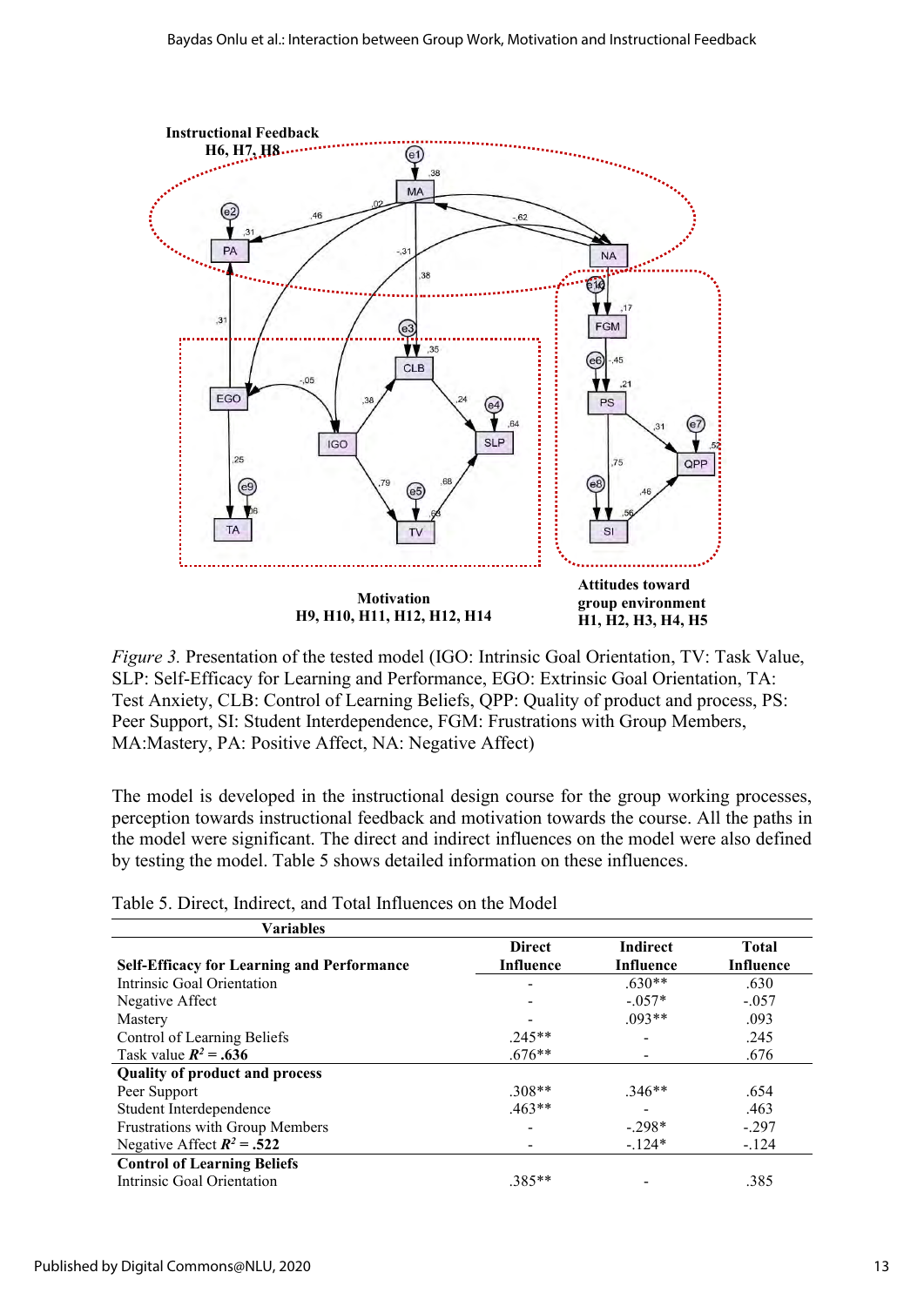*Figure 3.* Presentation of the tested model (IGO: Intrinsic Goal Orientation, TV: Task Value, SLP: Self-Efficacy for Learning and Performance, EGO: Extrinsic Goal Orientation, TA: Test Anxiety, CLB: Control of Learning Beliefs, QPP: Quality of product and process, PS: Peer Support, SI: Student Interdependence, FGM: Frustrations with Group Members, MA:Mastery, PA: Positive Affect, NA: Negative Affect)

The model is developed in the instructional design course for the group working processes, perception towards instructional feedback and motivation towards the course. All the paths in the model were significant. The direct and indirect influences on the model were also defined by testing the model. Table 5 shows detailed information on these influences.

Table 5. Direct, Indirect, and Total Influences on the Model

| Variables | | | |
|---|---|---|---|
| **Self-Efficacy for Learning and Performance** | **Direct Influence** | **Indirect Influence** | **Total Influence** |
| Intrinsic Goal Orientation | - | .630** | .630 |
| Negative Affect | - | -.057* | -.057 |
| Mastery | - | .093** | .093 |
| Control of Learning Beliefs | .245** | - | .245 |
| Task value $R^2$ = .636 | .676** | - | .676 |
| **Quality of product and process** | | | |
| Peer Support | .308** | .346** | .654 |
| Student Interdependence | .463** | - | .463 |
| Frustrations with Group Members | - | -.298* | -.297 |
| Negative Affect $R^2$ = .522 | - | -.124* | -.124 |
| **Control of Learning Beliefs** | | | |
| Intrinsic Goal Orientation | .385** | - | .385 |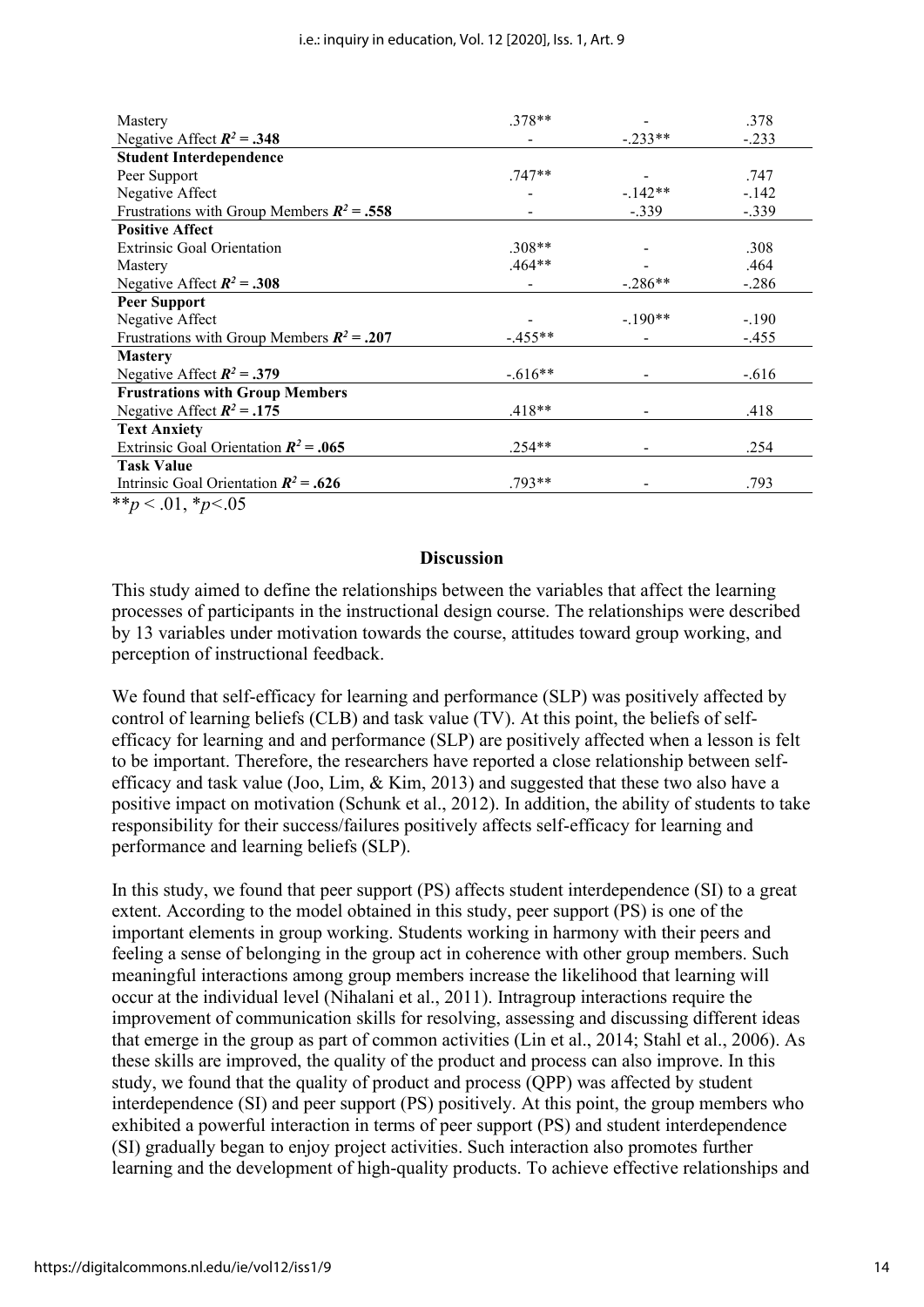| | | | |
|---|---|---|---|
| Mastery | .378** | - | .378 |
| Negative Affect $R^2$ = **.348** | - | -.233** | -.233 |
| **Student Interdependence** | | | |
| Peer Support | .747** | - | .747 |
| Negative Affect | - | -.142** | -.142 |
| Frustrations with Group Members $R^2$ = **.558** | - | -.339 | -.339 |
| **Positive Affect** | | | |
| Extrinsic Goal Orientation | .308** | - | .308 |
| Mastery | .464** | - | .464 |
| Negative Affect $R^2$ = **.308** | - | -.286** | -.286 |
| **Peer Support** | | | |
| Negative Affect | - | -.190** | -.190 |
| Frustrations with Group Members $R^2$ = **.207** | -.455** | - | -.455 |
| **Mastery** | | | |
| Negative Affect $R^2$ = **.379** | -.616** | - | -.616 |
| **Frustrations with Group Members** | | | |
| Negative Affect $R^2$ = **.175** | .418** | - | .418 |
| **Text Anxiety** | | | |
| Extrinsic Goal Orientation $R^2$ = **.065** | .254** | - | .254 |
| **Task Value** | | | |
| Intrinsic Goal Orientation $R^2$ = **.626** | .793** | - | .793 |

** $p < .01$, * $p < .05$

## Discussion

This study aimed to define the relationships between the variables that affect the learning processes of participants in the instructional design course. The relationships were described by 13 variables under motivation towards the course, attitudes toward group working, and perception of instructional feedback.

We found that self-efficacy for learning and performance (SLP) was positively affected by control of learning beliefs (CLB) and task value (TV). At this point, the beliefs of self-efficacy for learning and and performance (SLP) are positively affected when a lesson is felt to be important. Therefore, the researchers have reported a close relationship between self-efficacy and task value (Joo, Lim, & Kim, 2013) and suggested that these two also have a positive impact on motivation (Schunk et al., 2012). In addition, the ability of students to take responsibility for their success/failures positively affects self-efficacy for learning and performance and learning beliefs (SLP).

In this study, we found that peer support (PS) affects student interdependence (SI) to a great extent. According to the model obtained in this study, peer support (PS) is one of the important elements in group working. Students working in harmony with their peers and feeling a sense of belonging in the group act in coherence with other group members. Such meaningful interactions among group members increase the likelihood that learning will occur at the individual level (Nihalani et al., 2011). Intragroup interactions require the improvement of communication skills for resolving, assessing and discussing different ideas that emerge in the group as part of common activities (Lin et al., 2014; Stahl et al., 2006). As these skills are improved, the quality of the product and process can also improve. In this study, we found that the quality of product and process (QPP) was affected by student interdependence (SI) and peer support (PS) positively. At this point, the group members who exhibited a powerful interaction in terms of peer support (PS) and student interdependence (SI) gradually began to enjoy project activities. Such interaction also promotes further learning and the development of high-quality products. To achieve effective relationships and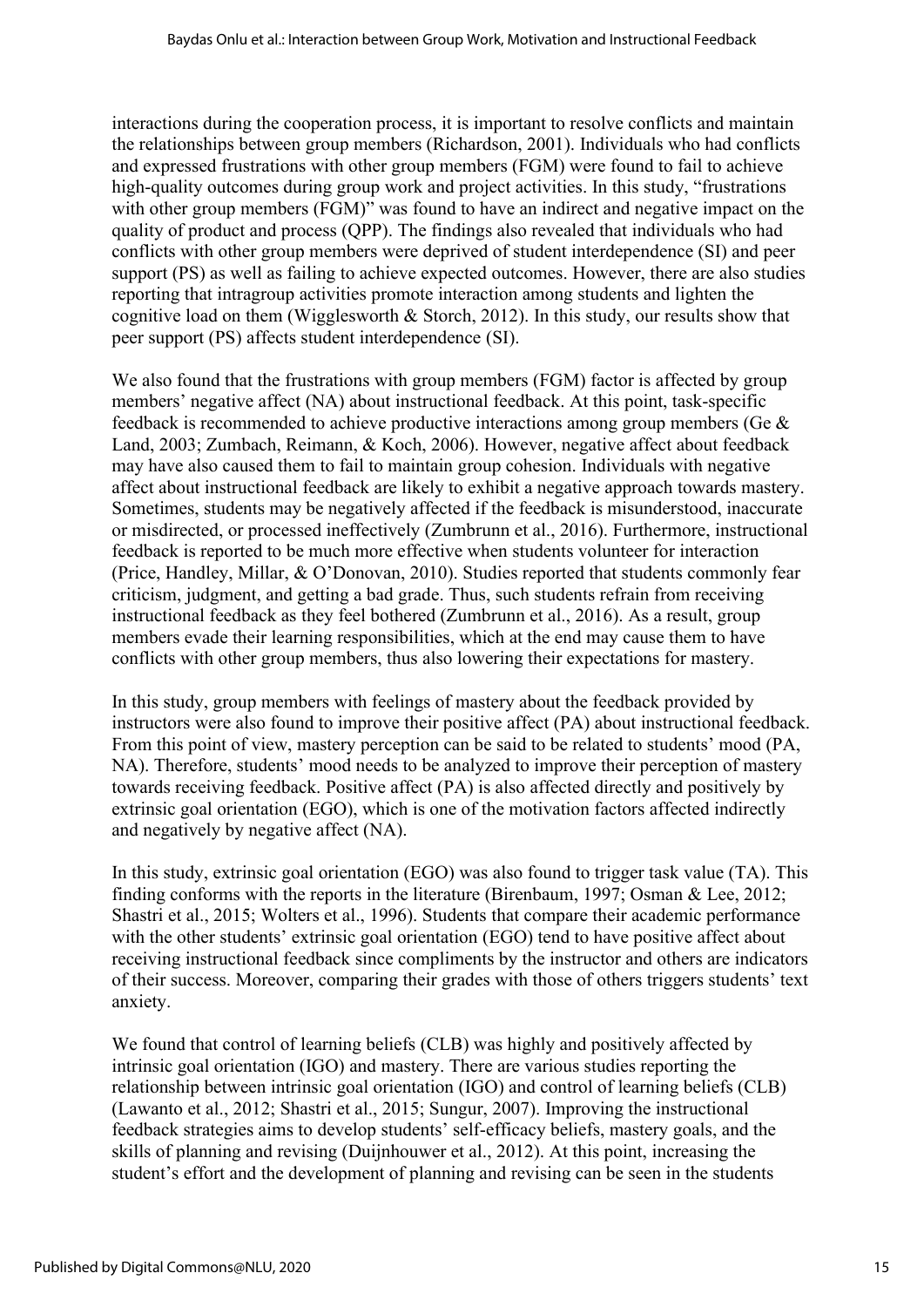interactions during the cooperation process, it is important to resolve conflicts and maintain the relationships between group members (Richardson, 2001). Individuals who had conflicts and expressed frustrations with other group members (FGM) were found to fail to achieve high-quality outcomes during group work and project activities. In this study, "frustrations with other group members (FGM)" was found to have an indirect and negative impact on the quality of product and process (QPP). The findings also revealed that individuals who had conflicts with other group members were deprived of student interdependence (SI) and peer support (PS) as well as failing to achieve expected outcomes. However, there are also studies reporting that intragroup activities promote interaction among students and lighten the cognitive load on them (Wigglesworth & Storch, 2012). In this study, our results show that peer support (PS) affects student interdependence (SI).

We also found that the frustrations with group members (FGM) factor is affected by group members' negative affect (NA) about instructional feedback. At this point, task-specific feedback is recommended to achieve productive interactions among group members (Ge & Land, 2003; Zumbach, Reimann, & Koch, 2006). However, negative affect about feedback may have also caused them to fail to maintain group cohesion. Individuals with negative affect about instructional feedback are likely to exhibit a negative approach towards mastery. Sometimes, students may be negatively affected if the feedback is misunderstood, inaccurate or misdirected, or processed ineffectively (Zumbrunn et al., 2016). Furthermore, instructional feedback is reported to be much more effective when students volunteer for interaction (Price, Handley, Millar, & O'Donovan, 2010). Studies reported that students commonly fear criticism, judgment, and getting a bad grade. Thus, such students refrain from receiving instructional feedback as they feel bothered (Zumbrunn et al., 2016). As a result, group members evade their learning responsibilities, which at the end may cause them to have conflicts with other group members, thus also lowering their expectations for mastery.

In this study, group members with feelings of mastery about the feedback provided by instructors were also found to improve their positive affect (PA) about instructional feedback. From this point of view, mastery perception can be said to be related to students' mood (PA, NA). Therefore, students' mood needs to be analyzed to improve their perception of mastery towards receiving feedback. Positive affect (PA) is also affected directly and positively by extrinsic goal orientation (EGO), which is one of the motivation factors affected indirectly and negatively by negative affect (NA).

In this study, extrinsic goal orientation (EGO) was also found to trigger task value (TA). This finding conforms with the reports in the literature (Birenbaum, 1997; Osman & Lee, 2012; Shastri et al., 2015; Wolters et al., 1996). Students that compare their academic performance with the other students' extrinsic goal orientation (EGO) tend to have positive affect about receiving instructional feedback since compliments by the instructor and others are indicators of their success. Moreover, comparing their grades with those of others triggers students' text anxiety.

We found that control of learning beliefs (CLB) was highly and positively affected by intrinsic goal orientation (IGO) and mastery. There are various studies reporting the relationship between intrinsic goal orientation (IGO) and control of learning beliefs (CLB) (Lawanto et al., 2012; Shastri et al., 2015; Sungur, 2007). Improving the instructional feedback strategies aims to develop students' self-efficacy beliefs, mastery goals, and the skills of planning and revising (Duijnhouwer et al., 2012). At this point, increasing the student's effort and the development of planning and revising can be seen in the students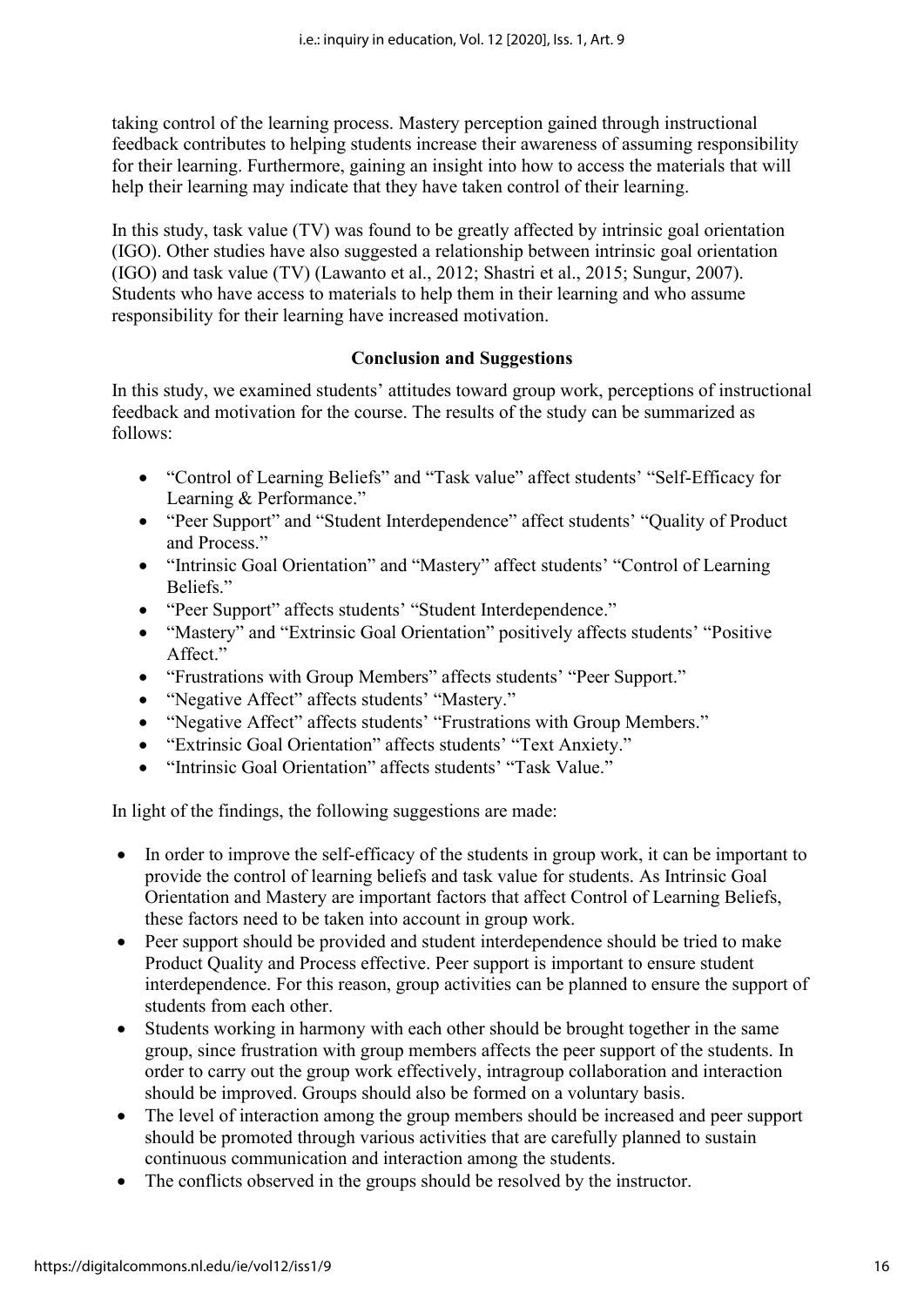taking control of the learning process. Mastery perception gained through instructional feedback contributes to helping students increase their awareness of assuming responsibility for their learning. Furthermore, gaining an insight into how to access the materials that will help their learning may indicate that they have taken control of their learning.

In this study, task value (TV) was found to be greatly affected by intrinsic goal orientation (IGO). Other studies have also suggested a relationship between intrinsic goal orientation (IGO) and task value (TV) (Lawanto et al., 2012; Shastri et al., 2015; Sungur, 2007). Students who have access to materials to help them in their learning and who assume responsibility for their learning have increased motivation.

## Conclusion and Suggestions

In this study, we examined students' attitudes toward group work, perceptions of instructional feedback and motivation for the course. The results of the study can be summarized as follows:

- "Control of Learning Beliefs" and "Task value" affect students' "Self-Efficacy for Learning & Performance."
- "Peer Support" and "Student Interdependence" affect students' "Quality of Product and Process."
- "Intrinsic Goal Orientation" and "Mastery" affect students' "Control of Learning Beliefs."
- "Peer Support" affects students' "Student Interdependence."
- "Mastery" and "Extrinsic Goal Orientation" positively affects students' "Positive Affect."
- "Frustrations with Group Members" affects students' "Peer Support."
- "Negative Affect" affects students' "Mastery."
- "Negative Affect" affects students' "Frustrations with Group Members."
- "Extrinsic Goal Orientation" affects students' "Text Anxiety."
- "Intrinsic Goal Orientation" affects students' "Task Value."

In light of the findings, the following suggestions are made:

- In order to improve the self-efficacy of the students in group work, it can be important to provide the control of learning beliefs and task value for students. As Intrinsic Goal Orientation and Mastery are important factors that affect Control of Learning Beliefs, these factors need to be taken into account in group work.
- Peer support should be provided and student interdependence should be tried to make Product Quality and Process effective. Peer support is important to ensure student interdependence. For this reason, group activities can be planned to ensure the support of students from each other.
- Students working in harmony with each other should be brought together in the same group, since frustration with group members affects the peer support of the students. In order to carry out the group work effectively, intragroup collaboration and interaction should be improved. Groups should also be formed on a voluntary basis.
- The level of interaction among the group members should be increased and peer support should be promoted through various activities that are carefully planned to sustain continuous communication and interaction among the students.
- The conflicts observed in the groups should be resolved by the instructor.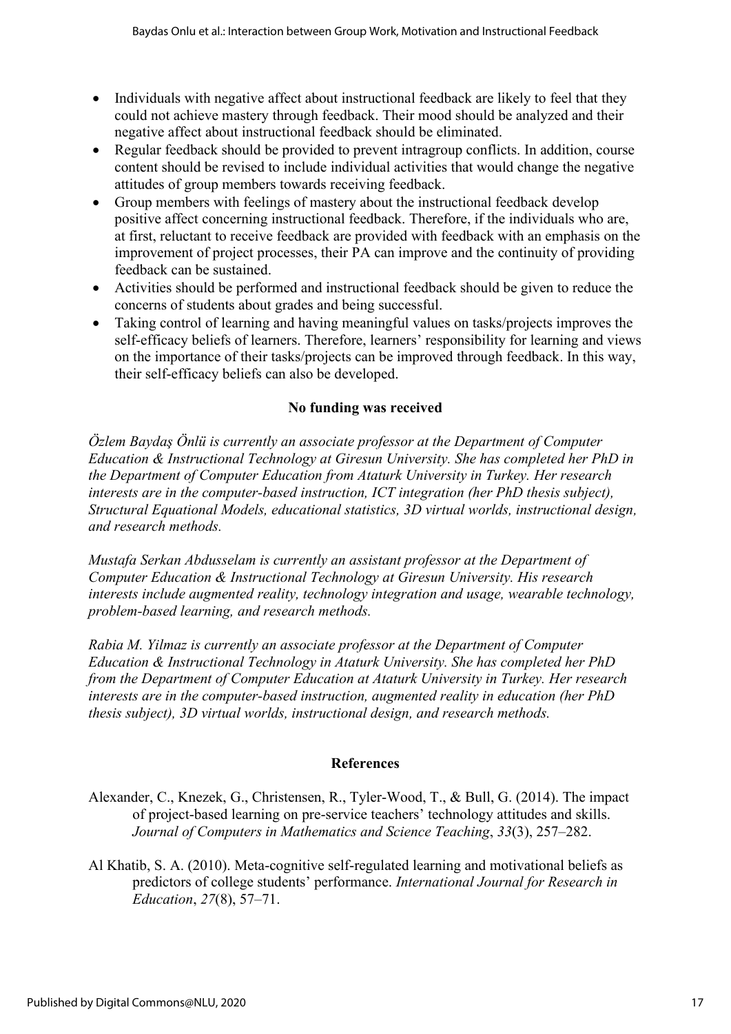- Individuals with negative affect about instructional feedback are likely to feel that they could not achieve mastery through feedback. Their mood should be analyzed and their negative affect about instructional feedback should be eliminated.
- Regular feedback should be provided to prevent intragroup conflicts. In addition, course content should be revised to include individual activities that would change the negative attitudes of group members towards receiving feedback.
- Group members with feelings of mastery about the instructional feedback develop positive affect concerning instructional feedback. Therefore, if the individuals who are, at first, reluctant to receive feedback are provided with feedback with an emphasis on the improvement of project processes, their PA can improve and the continuity of providing feedback can be sustained.
- Activities should be performed and instructional feedback should be given to reduce the concerns of students about grades and being successful.
- Taking control of learning and having meaningful values on tasks/projects improves the self-efficacy beliefs of learners. Therefore, learners' responsibility for learning and views on the importance of their tasks/projects can be improved through feedback. In this way, their self-efficacy beliefs can also be developed.

**No funding was received**

*Özlem Baydaş Önlü is currently an associate professor at the Department of Computer Education & Instructional Technology at Giresun University. She has completed her PhD in the Department of Computer Education from Ataturk University in Turkey. Her research interests are in the computer-based instruction, ICT integration (her PhD thesis subject), Structural Equational Models, educational statistics, 3D virtual worlds, instructional design, and research methods.*

*Mustafa Serkan Abdusselam is currently an assistant professor at the Department of Computer Education & Instructional Technology at Giresun University. His research interests include augmented reality, technology integration and usage, wearable technology, problem-based learning, and research methods.*

*Rabia M. Yilmaz is currently an associate professor at the Department of Computer Education & Instructional Technology in Ataturk University. She has completed her PhD from the Department of Computer Education at Ataturk University in Turkey. Her research interests are in the computer-based instruction, augmented reality in education (her PhD thesis subject), 3D virtual worlds, instructional design, and research methods.*

## References

Alexander, C., Knezek, G., Christensen, R., Tyler-Wood, T., & Bull, G. (2014). The impact of project-based learning on pre-service teachers' technology attitudes and skills. *Journal of Computers in Mathematics and Science Teaching*, *33*(3), 257–282.

Al Khatib, S. A. (2010). Meta-cognitive self-regulated learning and motivational beliefs as predictors of college students' performance. *International Journal for Research in Education*, *27*(8), 57–71.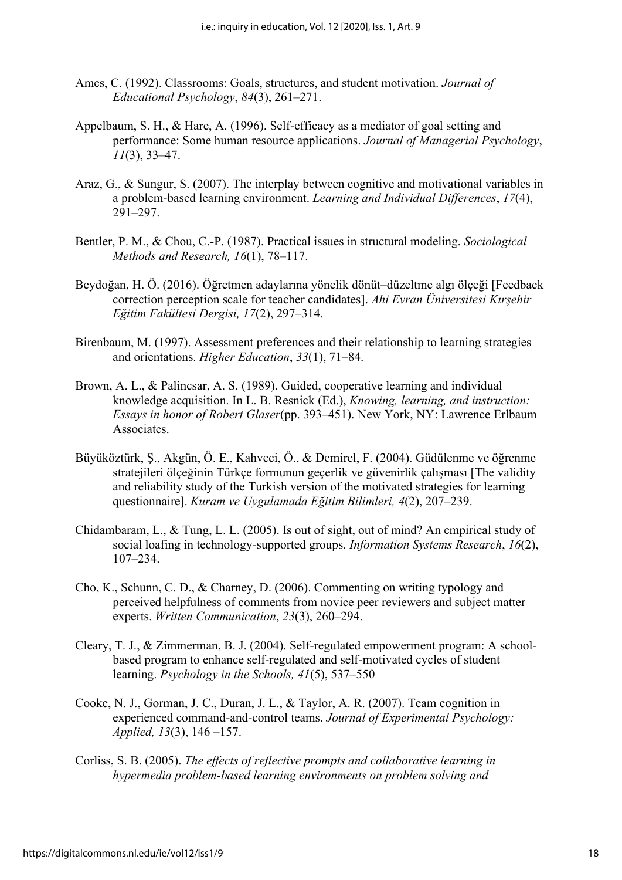Ames, C. (1992). Classrooms: Goals, structures, and student motivation. *Journal of Educational Psychology*, *84*(3), 261–271.

Appelbaum, S. H., & Hare, A. (1996). Self-efficacy as a mediator of goal setting and performance: Some human resource applications. *Journal of Managerial Psychology*, *11*(3), 33–47.

Araz, G., & Sungur, S. (2007). The interplay between cognitive and motivational variables in a problem-based learning environment. *Learning and Individual Differences*, *17*(4), 291–297.

Bentler, P. M., & Chou, C.-P. (1987). Practical issues in structural modeling. *Sociological Methods and Research, 16*(1), 78–117.

Beydoğan, H. Ö. (2016). Öğretmen adaylarına yönelik dönüt–düzeltme algı ölçeği [Feedback correction perception scale for teacher candidates]. *Ahi Evran Üniversitesi Kırşehir Eğitim Fakültesi Dergisi, 17*(2), 297–314.

Birenbaum, M. (1997). Assessment preferences and their relationship to learning strategies and orientations. *Higher Education*, *33*(1), 71–84.

Brown, A. L., & Palincsar, A. S. (1989). Guided, cooperative learning and individual knowledge acquisition. In L. B. Resnick (Ed.), *Knowing, learning, and instruction: Essays in honor of Robert Glaser*(pp. 393–451). New York, NY: Lawrence Erlbaum Associates.

Büyüköztürk, Ş., Akgün, Ö. E., Kahveci, Ö., & Demirel, F. (2004). Güdülenme ve öğrenme stratejileri ölçeğinin Türkçe formunun geçerlik ve güvenirlik çalışması [The validity and reliability study of the Turkish version of the motivated strategies for learning questionnaire]. *Kuram ve Uygulamada Eğitim Bilimleri, 4*(2), 207–239.

Chidambaram, L., & Tung, L. L. (2005). Is out of sight, out of mind? An empirical study of social loafing in technology-supported groups. *Information Systems Research*, *16*(2), 107–234.

Cho, K., Schunn, C. D., & Charney, D. (2006). Commenting on writing typology and perceived helpfulness of comments from novice peer reviewers and subject matter experts. *Written Communication*, *23*(3), 260–294.

Cleary, T. J., & Zimmerman, B. J. (2004). Self-regulated empowerment program: A school-based program to enhance self-regulated and self-motivated cycles of student learning. *Psychology in the Schools, 41*(5), 537–550

Cooke, N. J., Gorman, J. C., Duran, J. L., & Taylor, A. R. (2007). Team cognition in experienced command-and-control teams. *Journal of Experimental Psychology: Applied, 13*(3), 146 –157.

Corliss, S. B. (2005). *The effects of reflective prompts and collaborative learning in hypermedia problem-based learning environments on problem solving and*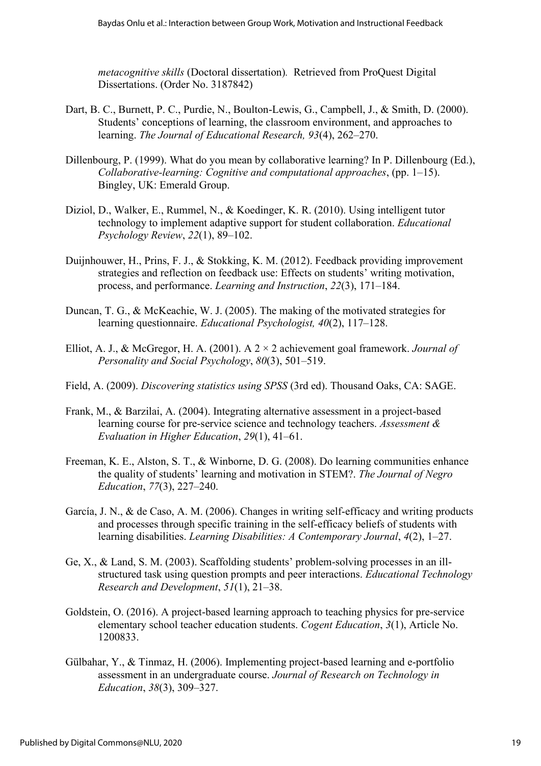*metacognitive skills* (Doctoral dissertation). Retrieved from ProQuest Digital Dissertations. (Order No. 3187842)

Dart, B. C., Burnett, P. C., Purdie, N., Boulton-Lewis, G., Campbell, J., & Smith, D. (2000). Students' conceptions of learning, the classroom environment, and approaches to learning. *The Journal of Educational Research, 93*(4), 262–270.

Dillenbourg, P. (1999). What do you mean by collaborative learning? In P. Dillenbourg (Ed.), *Collaborative-learning: Cognitive and computational approaches*, (pp. 1–15). Bingley, UK: Emerald Group.

Diziol, D., Walker, E., Rummel, N., & Koedinger, K. R. (2010). Using intelligent tutor technology to implement adaptive support for student collaboration. *Educational Psychology Review*, *22*(1), 89–102.

Duijnhouwer, H., Prins, F. J., & Stokking, K. M. (2012). Feedback providing improvement strategies and reflection on feedback use: Effects on students' writing motivation, process, and performance. *Learning and Instruction*, *22*(3), 171–184.

Duncan, T. G., & McKeachie, W. J. (2005). The making of the motivated strategies for learning questionnaire. *Educational Psychologist, 40*(2), 117–128.

Elliot, A. J., & McGregor, H. A. (2001). A 2 × 2 achievement goal framework. *Journal of Personality and Social Psychology*, *80*(3), 501–519.

Field, A. (2009). *Discovering statistics using SPSS* (3rd ed). Thousand Oaks, CA: SAGE.

Frank, M., & Barzilai, A. (2004). Integrating alternative assessment in a project-based learning course for pre-service science and technology teachers. *Assessment & Evaluation in Higher Education*, *29*(1), 41–61.

Freeman, K. E., Alston, S. T., & Winborne, D. G. (2008). Do learning communities enhance the quality of students' learning and motivation in STEM?. *The Journal of Negro Education*, *77*(3), 227–240.

García, J. N., & de Caso, A. M. (2006). Changes in writing self-efficacy and writing products and processes through specific training in the self-efficacy beliefs of students with learning disabilities. *Learning Disabilities: A Contemporary Journal*, *4*(2), 1–27.

Ge, X., & Land, S. M. (2003). Scaffolding students' problem-solving processes in an ill-structured task using question prompts and peer interactions. *Educational Technology Research and Development*, *51*(1), 21–38.

Goldstein, O. (2016). A project-based learning approach to teaching physics for pre-service elementary school teacher education students. *Cogent Education*, *3*(1), Article No. 1200833.

Gülbahar, Y., & Tinmaz, H. (2006). Implementing project-based learning and e-portfolio assessment in an undergraduate course. *Journal of Research on Technology in Education*, *38*(3), 309–327.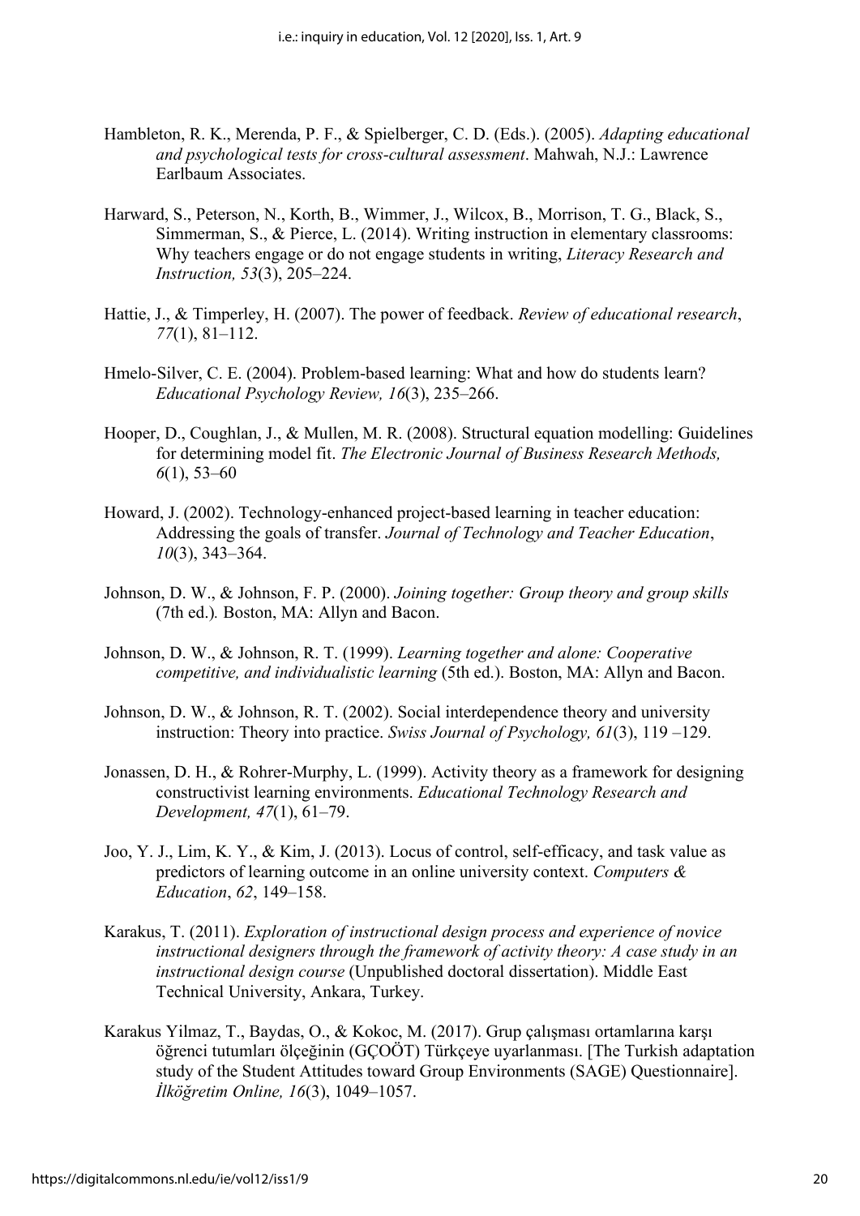Hambleton, R. K., Merenda, P. F., & Spielberger, C. D. (Eds.). (2005). *Adapting educational and psychological tests for cross-cultural assessment*. Mahwah, N.J.: Lawrence Earlbaum Associates.

Harward, S., Peterson, N., Korth, B., Wimmer, J., Wilcox, B., Morrison, T. G., Black, S., Simmerman, S., & Pierce, L. (2014). Writing instruction in elementary classrooms: Why teachers engage or do not engage students in writing, *Literacy Research and Instruction, 53*(3), 205–224.

Hattie, J., & Timperley, H. (2007). The power of feedback. *Review of educational research*, *77*(1), 81–112.

Hmelo-Silver, C. E. (2004). Problem-based learning: What and how do students learn? *Educational Psychology Review, 16*(3), 235–266.

Hooper, D., Coughlan, J., & Mullen, M. R. (2008). Structural equation modelling: Guidelines for determining model fit. *The Electronic Journal of Business Research Methods, 6*(1), 53–60

Howard, J. (2002). Technology-enhanced project-based learning in teacher education: Addressing the goals of transfer. *Journal of Technology and Teacher Education*, *10*(3), 343–364.

Johnson, D. W., & Johnson, F. P. (2000). *Joining together: Group theory and group skills* (7th ed.)*.* Boston, MA: Allyn and Bacon.

Johnson, D. W., & Johnson, R. T. (1999). *Learning together and alone: Cooperative competitive, and individualistic learning* (5th ed.). Boston, MA: Allyn and Bacon.

Johnson, D. W., & Johnson, R. T. (2002). Social interdependence theory and university instruction: Theory into practice. *Swiss Journal of Psychology, 61*(3), 119 –129.

Jonassen, D. H., & Rohrer-Murphy, L. (1999). Activity theory as a framework for designing constructivist learning environments. *Educational Technology Research and Development, 47*(1), 61–79.

Joo, Y. J., Lim, K. Y., & Kim, J. (2013). Locus of control, self-efficacy, and task value as predictors of learning outcome in an online university context. *Computers & Education*, *62*, 149–158.

Karakus, T. (2011). *Exploration of instructional design process and experience of novice instructional designers through the framework of activity theory: A case study in an instructional design course* (Unpublished doctoral dissertation). Middle East Technical University, Ankara, Turkey.

Karakus Yilmaz, T., Baydas, O., & Kokoc, M. (2017). Grup çalışması ortamlarına karşı öğrenci tutumları ölçeğinin (GÇOÖT) Türkçeye uyarlanması. [The Turkish adaptation study of the Student Attitudes toward Group Environments (SAGE) Questionnaire]. *İlköğretim Online, 16*(3), 1049–1057.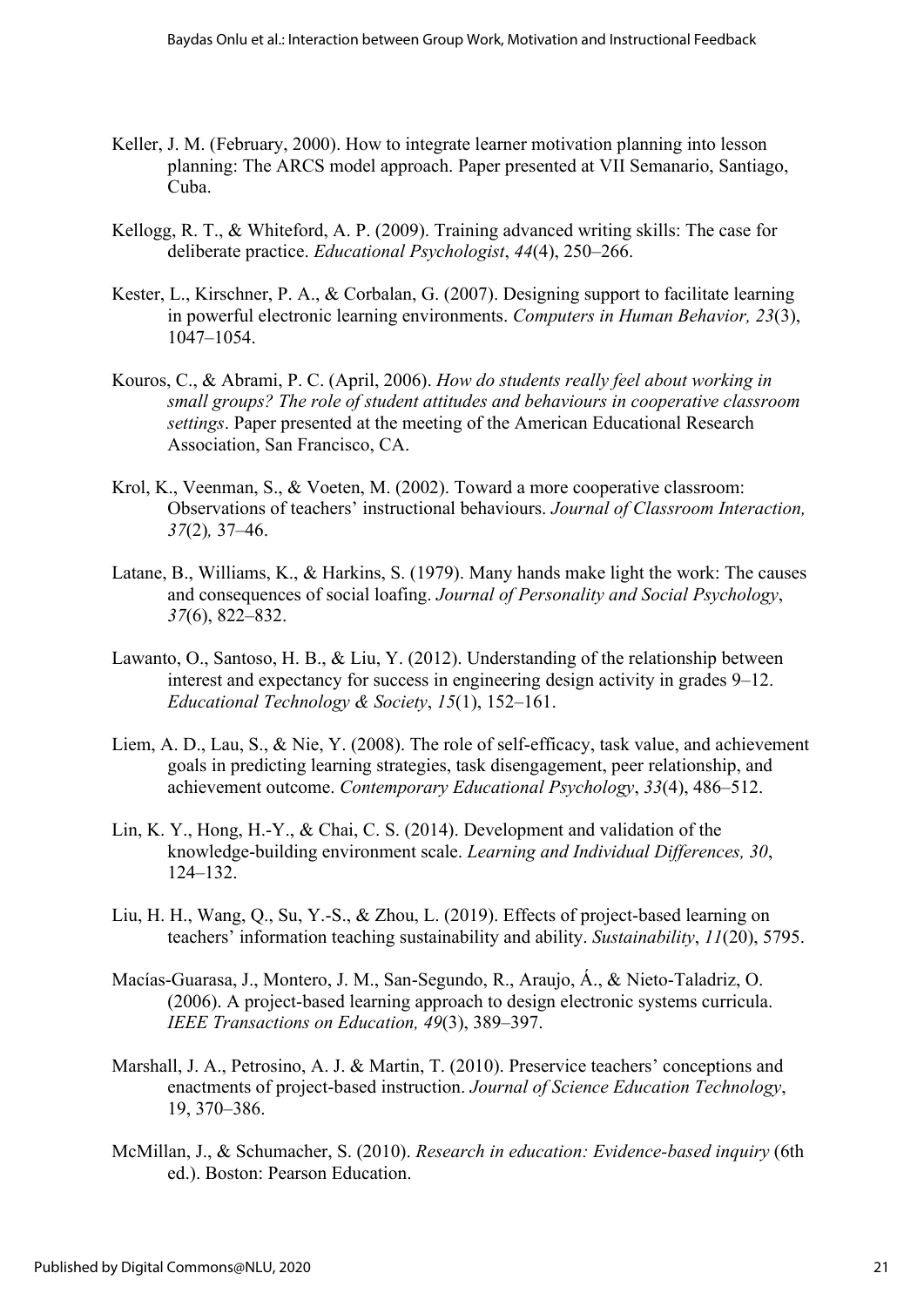Keller, J. M. (February, 2000). How to integrate learner motivation planning into lesson planning: The ARCS model approach. Paper presented at VII Semanario, Santiago, Cuba.

Kellogg, R. T., & Whiteford, A. P. (2009). Training advanced writing skills: The case for deliberate practice. *Educational Psychologist*, *44*(4), 250–266.

Kester, L., Kirschner, P. A., & Corbalan, G. (2007). Designing support to facilitate learning in powerful electronic learning environments. *Computers in Human Behavior, 23*(3), 1047–1054.

Kouros, C., & Abrami, P. C. (April, 2006). *How do students really feel about working in small groups? The role of student attitudes and behaviours in cooperative classroom settings*. Paper presented at the meeting of the American Educational Research Association, San Francisco, CA.

Krol, K., Veenman, S., & Voeten, M. (2002). Toward a more cooperative classroom: Observations of teachers' instructional behaviours. *Journal of Classroom Interaction, 37*(2)*,* 37–46.

Latane, B., Williams, K., & Harkins, S. (1979). Many hands make light the work: The causes and consequences of social loafing. *Journal of Personality and Social Psychology*, *37*(6), 822–832.

Lawanto, O., Santoso, H. B., & Liu, Y. (2012). Understanding of the relationship between interest and expectancy for success in engineering design activity in grades 9–12. *Educational Technology & Society*, *15*(1), 152–161.

Liem, A. D., Lau, S., & Nie, Y. (2008). The role of self-efficacy, task value, and achievement goals in predicting learning strategies, task disengagement, peer relationship, and achievement outcome. *Contemporary Educational Psychology*, *33*(4), 486–512.

Lin, K. Y., Hong, H.-Y., & Chai, C. S. (2014). Development and validation of the knowledge-building environment scale. *Learning and Individual Differences, 30*, 124–132.

Liu, H. H., Wang, Q., Su, Y.-S., & Zhou, L. (2019). Effects of project-based learning on teachers' information teaching sustainability and ability. *Sustainability*, *11*(20), 5795.

Macías-Guarasa, J., Montero, J. M., San-Segundo, R., Araujo, Á., & Nieto-Taladriz, O. (2006). A project-based learning approach to design electronic systems curricula. *IEEE Transactions on Education, 49*(3), 389–397.

Marshall, J. A., Petrosino, A. J. & Martin, T. (2010). Preservice teachers' conceptions and enactments of project-based instruction. *Journal of Science Education Technology*, 19, 370–386.

McMillan, J., & Schumacher, S. (2010). *Research in education: Evidence-based inquiry* (6th ed.). Boston: Pearson Education.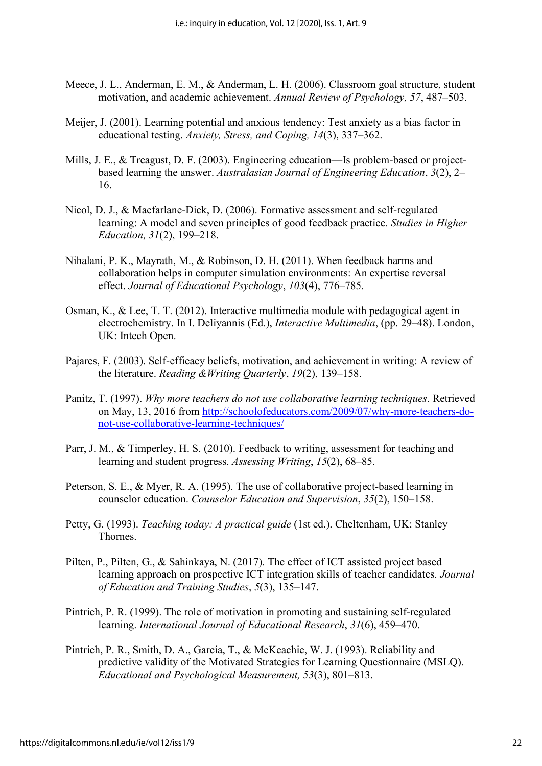Meece, J. L., Anderman, E. M., & Anderman, L. H. (2006). Classroom goal structure, student motivation, and academic achievement. *Annual Review of Psychology, 57*, 487–503.

Meijer, J. (2001). Learning potential and anxious tendency: Test anxiety as a bias factor in educational testing. *Anxiety, Stress, and Coping, 14*(3), 337–362.

Mills, J. E., & Treagust, D. F. (2003). Engineering education—Is problem-based or project-based learning the answer. *Australasian Journal of Engineering Education*, *3*(2), 2–16.

Nicol, D. J., & Macfarlane-Dick, D. (2006). Formative assessment and self-regulated learning: A model and seven principles of good feedback practice. *Studies in Higher Education, 31*(2), 199–218.

Nihalani, P. K., Mayrath, M., & Robinson, D. H. (2011). When feedback harms and collaboration helps in computer simulation environments: An expertise reversal effect. *Journal of Educational Psychology*, *103*(4), 776–785.

Osman, K., & Lee, T. T. (2012). Interactive multimedia module with pedagogical agent in electrochemistry. In I. Deliyannis (Ed.), *Interactive Multimedia*, (pp. 29–48). London, UK: Intech Open.

Pajares, F. (2003). Self-efficacy beliefs, motivation, and achievement in writing: A review of the literature. *Reading &Writing Quarterly*, *19*(2), 139–158.

Panitz, T. (1997). *Why more teachers do not use collaborative learning techniques*. Retrieved on May, 13, 2016 from [http://schoolofeducators.com/2009/07/why-more-teachers-do-not-use-collaborative-learning-techniques/](http://schoolofeducators.com/2009/07/why-more-teachers-do-not-use-collaborative-learning-techniques/)

Parr, J. M., & Timperley, H. S. (2010). Feedback to writing, assessment for teaching and learning and student progress. *Assessing Writing*, *15*(2), 68–85.

Peterson, S. E., & Myer, R. A. (1995). The use of collaborative project-based learning in counselor education. *Counselor Education and Supervision*, *35*(2), 150–158.

Petty, G. (1993). *Teaching today: A practical guide* (1st ed.). Cheltenham, UK: Stanley Thornes.

Pilten, P., Pilten, G., & Sahinkaya, N. (2017). The effect of ICT assisted project based learning approach on prospective ICT integration skills of teacher candidates. *Journal of Education and Training Studies*, *5*(3), 135–147.

Pintrich, P. R. (1999). The role of motivation in promoting and sustaining self-regulated learning. *International Journal of Educational Research*, *31*(6), 459–470.

Pintrich, P. R., Smith, D. A., García, T., & McKeachie, W. J. (1993). Reliability and predictive validity of the Motivated Strategies for Learning Questionnaire (MSLQ). *Educational and Psychological Measurement, 53*(3), 801–813.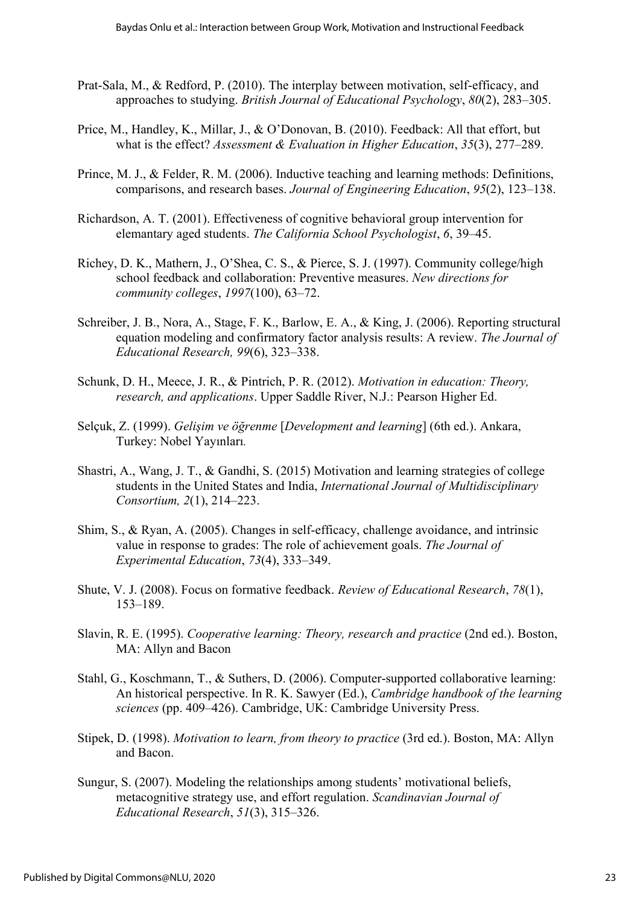Prat-Sala, M., & Redford, P. (2010). The interplay between motivation, self-efficacy, and approaches to studying. *British Journal of Educational Psychology*, *80*(2), 283–305.

Price, M., Handley, K., Millar, J., & O'Donovan, B. (2010). Feedback: All that effort, but what is the effect? *Assessment & Evaluation in Higher Education*, *35*(3), 277–289.

Prince, M. J., & Felder, R. M. (2006). Inductive teaching and learning methods: Definitions, comparisons, and research bases. *Journal of Engineering Education*, *95*(2), 123–138.

Richardson, A. T. (2001). Effectiveness of cognitive behavioral group intervention for elemantary aged students. *The California School Psychologist*, *6*, 39–45.

Richey, D. K., Mathern, J., O'Shea, C. S., & Pierce, S. J. (1997). Community college/high school feedback and collaboration: Preventive measures. *New directions for community colleges*, *1997*(100), 63–72.

Schreiber, J. B., Nora, A., Stage, F. K., Barlow, E. A., & King, J. (2006). Reporting structural equation modeling and confirmatory factor analysis results: A review. *The Journal of Educational Research, 99*(6), 323–338.

Schunk, D. H., Meece, J. R., & Pintrich, P. R. (2012). *Motivation in education: Theory, research, and applications*. Upper Saddle River, N.J.: Pearson Higher Ed.

Selçuk, Z. (1999). *Gelişim ve öğrenme* [*Development and learning*] (6th ed.). Ankara, Turkey: Nobel Yayınları.

Shastri, A., Wang, J. T., & Gandhi, S. (2015) Motivation and learning strategies of college students in the United States and India, *International Journal of Multidisciplinary Consortium, 2*(1), 214–223.

Shim, S., & Ryan, A. (2005). Changes in self-efficacy, challenge avoidance, and intrinsic value in response to grades: The role of achievement goals. *The Journal of Experimental Education*, *73*(4), 333–349.

Shute, V. J. (2008). Focus on formative feedback. *Review of Educational Research*, *78*(1), 153–189.

Slavin, R. E. (1995). *Cooperative learning: Theory, research and practice* (2nd ed.). Boston, MA: Allyn and Bacon

Stahl, G., Koschmann, T., & Suthers, D. (2006). Computer-supported collaborative learning: An historical perspective. In R. K. Sawyer (Ed.), *Cambridge handbook of the learning sciences* (pp. 409–426). Cambridge, UK: Cambridge University Press.

Stipek, D. (1998). *Motivation to learn, from theory to practice* (3rd ed.). Boston, MA: Allyn and Bacon.

Sungur, S. (2007). Modeling the relationships among students' motivational beliefs, metacognitive strategy use, and effort regulation. *Scandinavian Journal of Educational Research*, *51*(3), 315–326.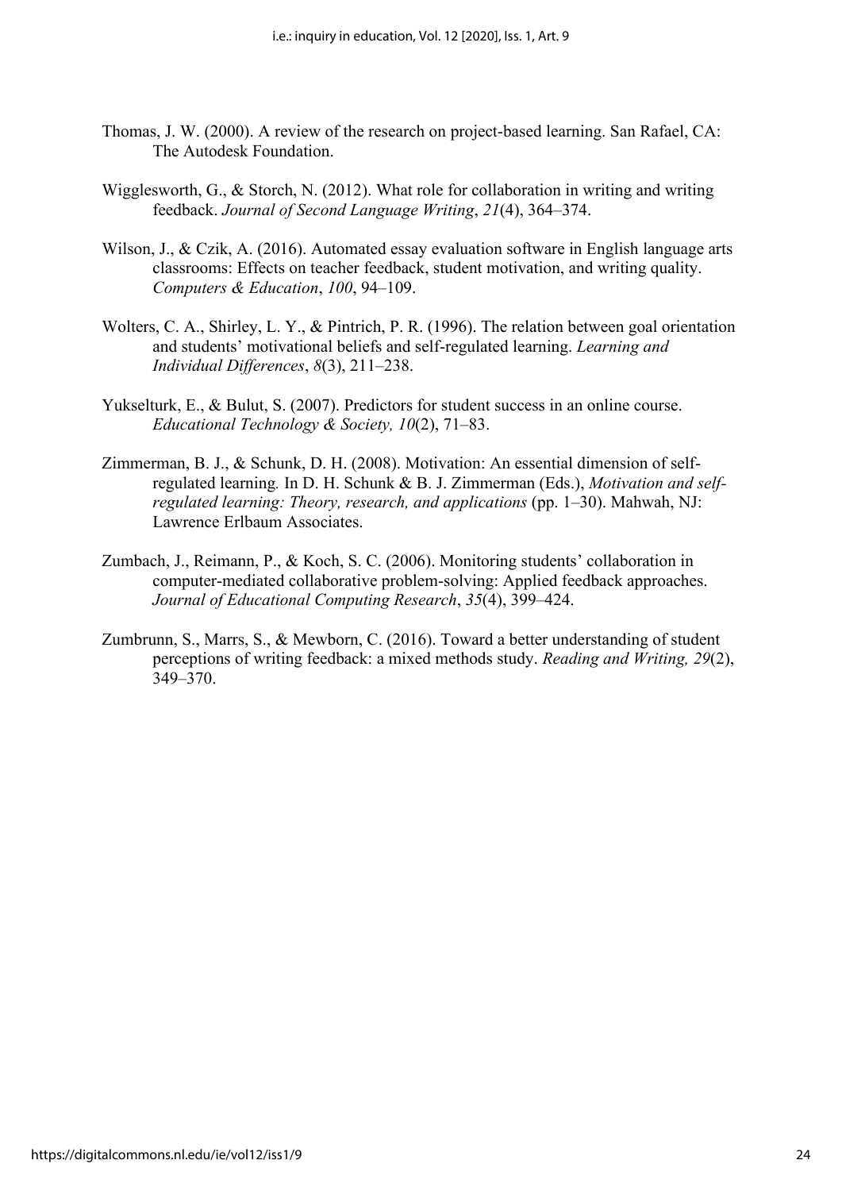Thomas, J. W. (2000). A review of the research on project-based learning. San Rafael, CA: The Autodesk Foundation.

Wigglesworth, G., & Storch, N. (2012). What role for collaboration in writing and writing feedback. *Journal of Second Language Writing*, *21*(4), 364–374.

Wilson, J., & Czik, A. (2016). Automated essay evaluation software in English language arts classrooms: Effects on teacher feedback, student motivation, and writing quality. *Computers & Education*, *100*, 94–109.

Wolters, C. A., Shirley, L. Y., & Pintrich, P. R. (1996). The relation between goal orientation and students' motivational beliefs and self-regulated learning. *Learning and Individual Differences*, *8*(3), 211–238.

Yukselturk, E., & Bulut, S. (2007). Predictors for student success in an online course. *Educational Technology & Society, 10*(2), 71–83.

Zimmerman, B. J., & Schunk, D. H. (2008). Motivation: An essential dimension of self-regulated learning. In D. H. Schunk & B. J. Zimmerman (Eds.), *Motivation and self-regulated learning: Theory, research, and applications* (pp. 1–30). Mahwah, NJ: Lawrence Erlbaum Associates.

Zumbach, J., Reimann, P., & Koch, S. C. (2006). Monitoring students' collaboration in computer-mediated collaborative problem-solving: Applied feedback approaches. *Journal of Educational Computing Research*, *35*(4), 399–424.

Zumbrunn, S., Marrs, S., & Mewborn, C. (2016). Toward a better understanding of student perceptions of writing feedback: a mixed methods study. *Reading and Writing, 29*(2), 349–370.